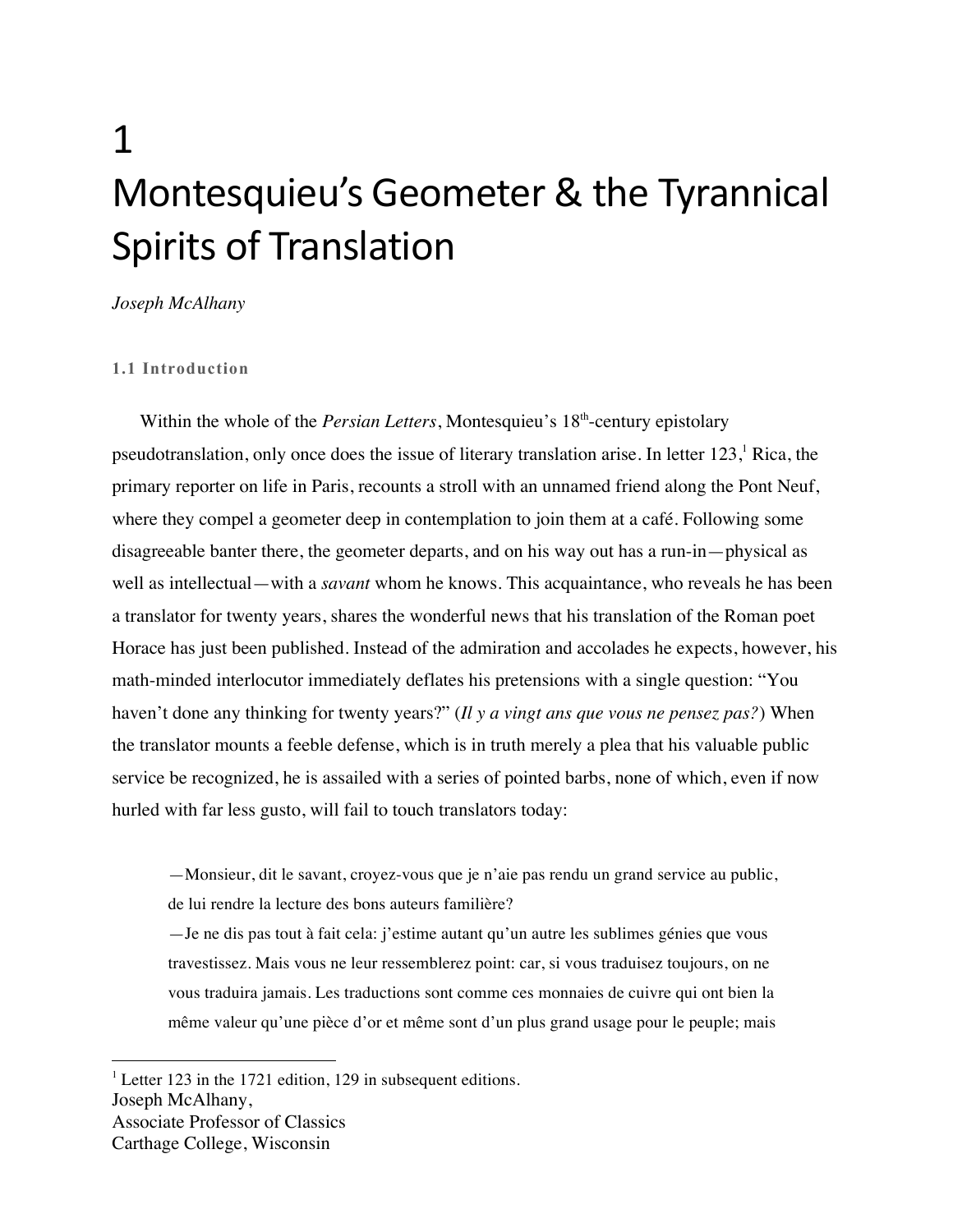# 1 Montesquieu's Geometer & the Tyrannical Spirits of Translation

*Joseph McAlhany*

### 1.1 Introduction

Within the whole of the *Persian Letters*, Montesquieu's 18th-century epistolary pseudotranslation, only once does the issue of literary translation arise. In letter 123,[1] Rica, the primary reporter on life in Paris, recounts a stroll with an unnamed friend along the Pont Neuf, where they compel a geometer deep in contemplation to join them at a café. Following some disagreeable banter there, the geometer departs, and on his way out has a run-in—physical as well as intellectual—with a *savant* whom he knows. This acquaintance, who reveals he has been a translator for twenty years, shares the wonderful news that his translation of the Roman poet Horace has just been published. Instead of the admiration and accolades he expects, however, his math-minded interlocutor immediately deflates his pretensions with a single question: "You haven't done any thinking for twenty years?" (*Il y a vingt ans que vous ne pensez pas?*) When the translator mounts a feeble defense, which is in truth merely a plea that his valuable public service be recognized, he is assailed with a series of pointed barbs, none of which, even if now hurled with far less gusto, will fail to touch translators today:

> —Monsieur, dit le savant, croyez-vous que je n'aie pas rendu un grand service au public, de lui rendre la lecture des bons auteurs familière?
> —Je ne dis pas tout à fait cela: j'estime autant qu'un autre les sublimes génies que vous travestissez. Mais vous ne leur ressemblerez point: car, si vous traduisez toujours, on ne vous traduira jamais. Les traductions sont comme ces monnaies de cuivre qui ont bien la même valeur qu'une pièce d'or et même sont d'un plus grand usage pour le peuple; mais

[1] Letter 123 in the 1721 edition, 129 in subsequent editions.

Joseph McAlhany,
Associate Professor of Classics
Carthage College, Wisconsin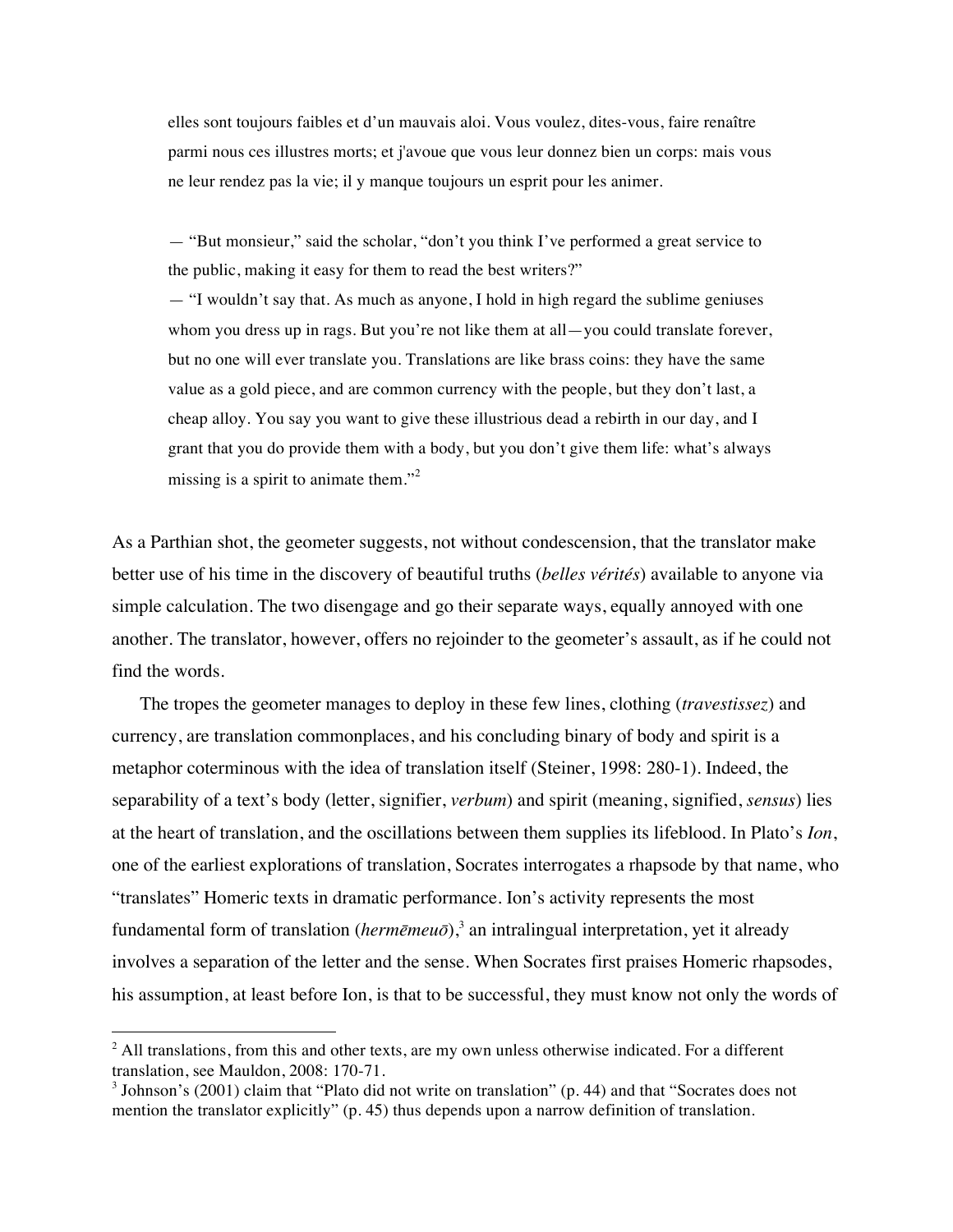> elles sont toujours faibles et d'un mauvais aloi. Vous voulez, dites-vous, faire renaître parmi nous ces illustres morts; et j'avoue que vous leur donnez bien un corps: mais vous ne leur rendez pas la vie; il y manque toujours un esprit pour les animer.
>
> — "But monsieur," said the scholar, "don't you think I've performed a great service to the public, making it easy for them to read the best writers?"
> — "I wouldn't say that. As much as anyone, I hold in high regard the sublime geniuses whom you dress up in rags. But you're not like them at all—you could translate forever, but no one will ever translate you. Translations are like brass coins: they have the same value as a gold piece, and are common currency with the people, but they don't last, a cheap alloy. You say you want to give these illustrious dead a rebirth in our day, and I grant that you do provide them with a body, but you don't give them life: what's always missing is a spirit to animate them."[2]

As a Parthian shot, the geometer suggests, not without condescension, that the translator make better use of his time in the discovery of beautiful truths (*belles vérités*) available to anyone via simple calculation. The two disengage and go their separate ways, equally annoyed with one another. The translator, however, offers no rejoinder to the geometer's assault, as if he could not find the words.

The tropes the geometer manages to deploy in these few lines, clothing (*travestissez*) and currency, are translation commonplaces, and his concluding binary of body and spirit is a metaphor coterminous with the idea of translation itself (Steiner, 1998: 280-1). Indeed, the separability of a text's body (letter, signifier, *verbum*) and spirit (meaning, signified, *sensus*) lies at the heart of translation, and the oscillations between them supplies its lifeblood. In Plato's *Ion*, one of the earliest explorations of translation, Socrates interrogates a rhapsode by that name, who "translates" Homeric texts in dramatic performance. Ion's activity represents the most fundamental form of translation (*hermēmeuō*),[3] an intralingual interpretation, yet it already involves a separation of the letter and the sense. When Socrates first praises Homeric rhapsodes, his assumption, at least before Ion, is that to be successful, they must know not only the words of

---

[2] All translations, from this and other texts, are my own unless otherwise indicated. For a different translation, see Mauldon, 2008: 170-71.

[3] Johnson's (2001) claim that "Plato did not write on translation" (p. 44) and that "Socrates does not mention the translator explicitly" (p. 45) thus depends upon a narrow definition of translation.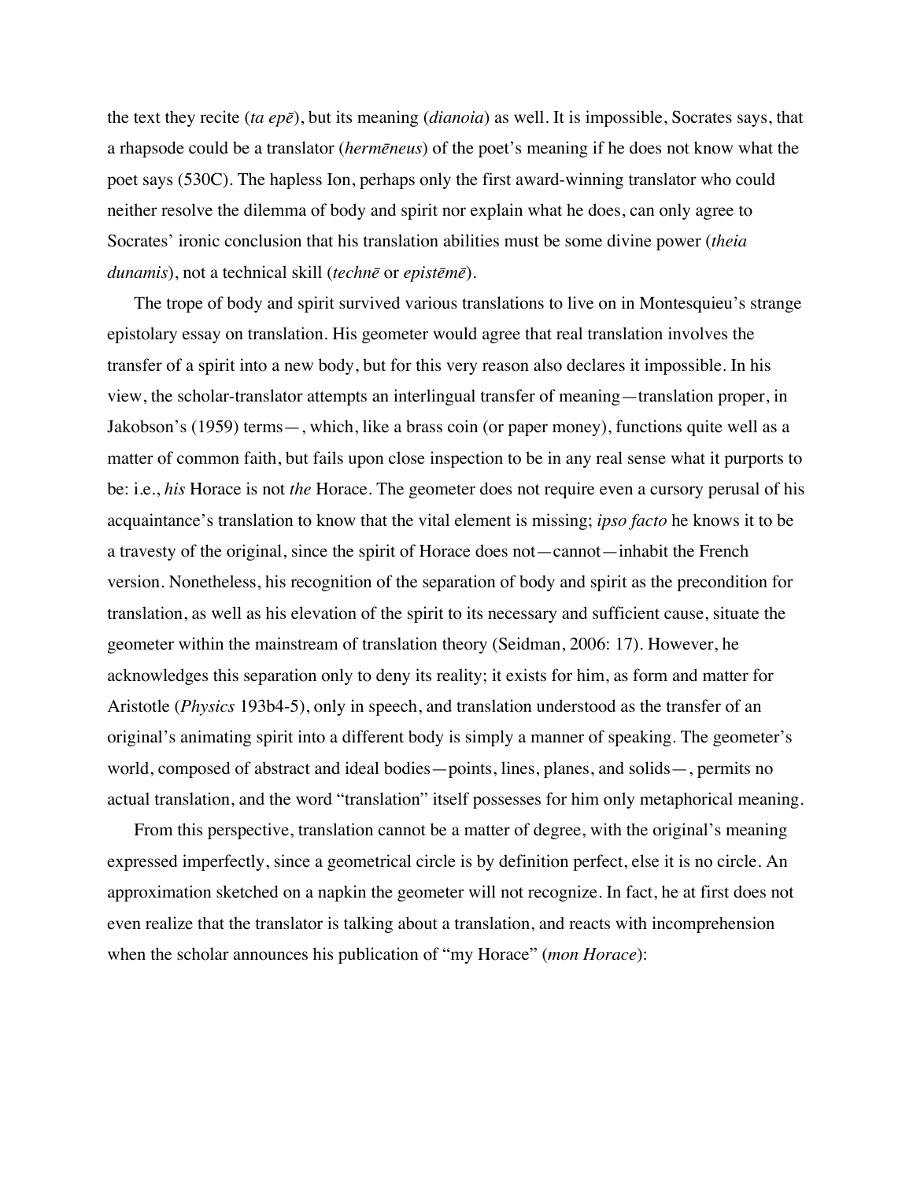the text they recite (*ta epē*), but its meaning (*dianoia*) as well. It is impossible, Socrates says, that a rhapsode could be a translator (*hermēneus*) of the poet's meaning if he does not know what the poet says (530C). The hapless Ion, perhaps only the first award-winning translator who could neither resolve the dilemma of body and spirit nor explain what he does, can only agree to Socrates' ironic conclusion that his translation abilities must be some divine power (*theia dunamis*), not a technical skill (*technē* or *epistēmē*).

The trope of body and spirit survived various translations to live on in Montesquieu's strange epistolary essay on translation. His geometer would agree that real translation involves the transfer of a spirit into a new body, but for this very reason also declares it impossible. In his view, the scholar-translator attempts an interlingual transfer of meaning—translation proper, in Jakobson's (1959) terms—, which, like a brass coin (or paper money), functions quite well as a matter of common faith, but fails upon close inspection to be in any real sense what it purports to be: i.e., *his* Horace is not *the* Horace. The geometer does not require even a cursory perusal of his acquaintance's translation to know that the vital element is missing; *ipso facto* he knows it to be a travesty of the original, since the spirit of Horace does not—cannot—inhabit the French version. Nonetheless, his recognition of the separation of body and spirit as the precondition for translation, as well as his elevation of the spirit to its necessary and sufficient cause, situate the geometer within the mainstream of translation theory (Seidman, 2006: 17). However, he acknowledges this separation only to deny its reality; it exists for him, as form and matter for Aristotle (*Physics* 193b4-5), only in speech, and translation understood as the transfer of an original's animating spirit into a different body is simply a manner of speaking. The geometer's world, composed of abstract and ideal bodies—points, lines, planes, and solids—, permits no actual translation, and the word "translation" itself possesses for him only metaphorical meaning.

From this perspective, translation cannot be a matter of degree, with the original's meaning expressed imperfectly, since a geometrical circle is by definition perfect, else it is no circle. An approximation sketched on a napkin the geometer will not recognize. In fact, he at first does not even realize that the translator is talking about a translation, and reacts with incomprehension when the scholar announces his publication of "my Horace" (*mon Horace*):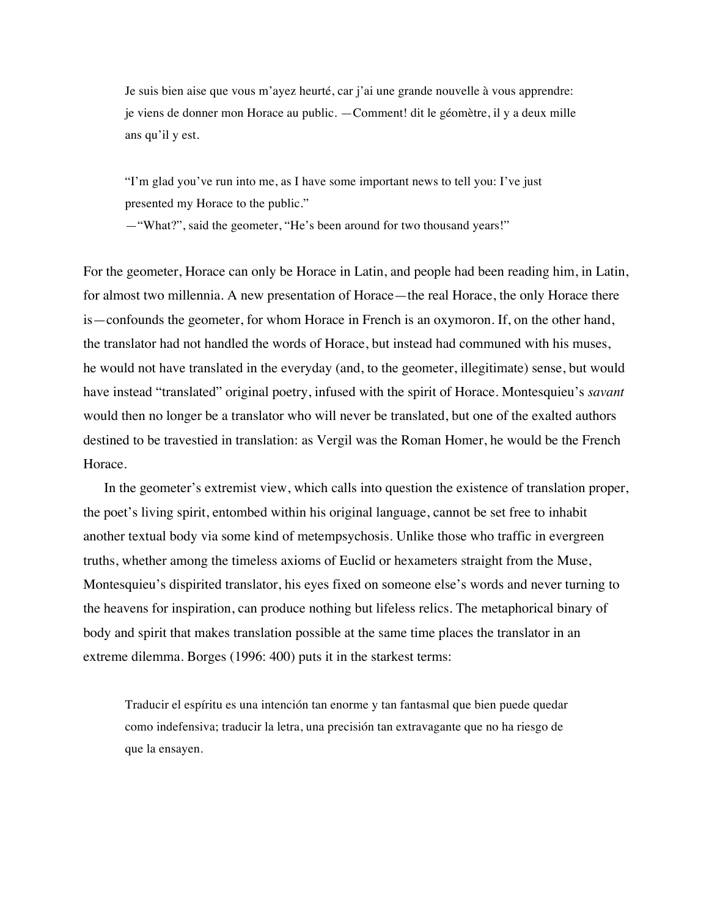> Je suis bien aise que vous m'ayez heurté, car j'ai une grande nouvelle à vous apprendre: je viens de donner mon Horace au public. —Comment! dit le géomètre, il y a deux mille ans qu'il y est.

> "I'm glad you've run into me, as I have some important news to tell you: I've just presented my Horace to the public."
> —"What?", said the geometer, "He's been around for two thousand years!"

For the geometer, Horace can only be Horace in Latin, and people had been reading him, in Latin, for almost two millennia. A new presentation of Horace—the real Horace, the only Horace there is—confounds the geometer, for whom Horace in French is an oxymoron. If, on the other hand, the translator had not handled the words of Horace, but instead had communed with his muses, he would not have translated in the everyday (and, to the geometer, illegitimate) sense, but would have instead "translated" original poetry, infused with the spirit of Horace. Montesquieu's *savant* would then no longer be a translator who will never be translated, but one of the exalted authors destined to be travestied in translation: as Vergil was the Roman Homer, he would be the French Horace.

In the geometer's extremist view, which calls into question the existence of translation proper, the poet's living spirit, entombed within his original language, cannot be set free to inhabit another textual body via some kind of metempsychosis. Unlike those who traffic in evergreen truths, whether among the timeless axioms of Euclid or hexameters straight from the Muse, Montesquieu's dispirited translator, his eyes fixed on someone else's words and never turning to the heavens for inspiration, can produce nothing but lifeless relics. The metaphorical binary of body and spirit that makes translation possible at the same time places the translator in an extreme dilemma. Borges (1996: 400) puts it in the starkest terms:

> Traducir el espíritu es una intención tan enorme y tan fantasmal que bien puede quedar como indefensiva; traducir la letra, una precisión tan extravagante que no ha riesgo de que la ensayen.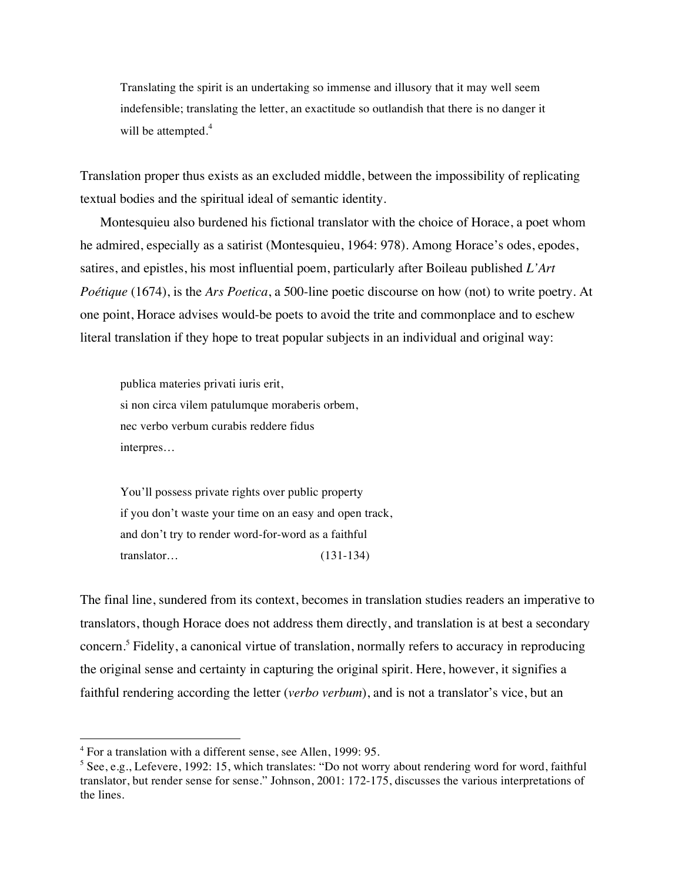> Translating the spirit is an undertaking so immense and illusory that it may well seem indefensible; translating the letter, an exactitude so outlandish that there is no danger it will be attempted.[4]

Translation proper thus exists as an excluded middle, between the impossibility of replicating textual bodies and the spiritual ideal of semantic identity.

Montesquieu also burdened his fictional translator with the choice of Horace, a poet whom he admired, especially as a satirist (Montesquieu, 1964: 978). Among Horace's odes, epodes, satires, and epistles, his most influential poem, particularly after Boileau published *L'Art Poétique* (1674), is the *Ars Poetica*, a 500-line poetic discourse on how (not) to write poetry. At one point, Horace advises would-be poets to avoid the trite and commonplace and to eschew literal translation if they hope to treat popular subjects in an individual and original way:

> publica materies privati iuris erit,
> si non circa vilem patulumque moraberis orbem,
> nec verbo verbum curabis reddere fidus
> interpres…
>
> You'll possess private rights over public property
> if you don't waste your time on an easy and open track,
> and don't try to render word-for-word as a faithful
> translator… (131-134)

The final line, sundered from its context, becomes in translation studies readers an imperative to translators, though Horace does not address them directly, and translation is at best a secondary concern.[5] Fidelity, a canonical virtue of translation, normally refers to accuracy in reproducing the original sense and certainty in capturing the original spirit. Here, however, it signifies a faithful rendering according the letter (*verbo verbum*), and is not a translator's vice, but an

---

[4] For a translation with a different sense, see Allen, 1999: 95.

[5] See, e.g., Lefevere, 1992: 15, which translates: "Do not worry about rendering word for word, faithful translator, but render sense for sense." Johnson, 2001: 172-175, discusses the various interpretations of the lines.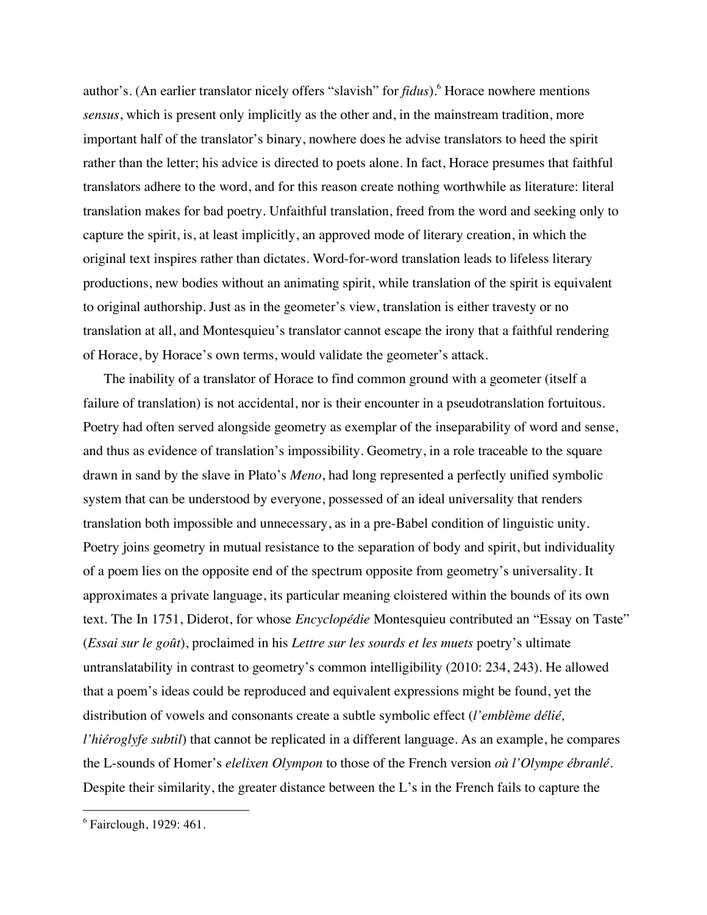author's. (An earlier translator nicely offers "slavish" for *fidus*).[6] Horace nowhere mentions *sensus*, which is present only implicitly as the other and, in the mainstream tradition, more important half of the translator's binary, nowhere does he advise translators to heed the spirit rather than the letter; his advice is directed to poets alone. In fact, Horace presumes that faithful translators adhere to the word, and for this reason create nothing worthwhile as literature: literal translation makes for bad poetry. Unfaithful translation, freed from the word and seeking only to capture the spirit, is, at least implicitly, an approved mode of literary creation, in which the original text inspires rather than dictates. Word-for-word translation leads to lifeless literary productions, new bodies without an animating spirit, while translation of the spirit is equivalent to original authorship. Just as in the geometer's view, translation is either travesty or no translation at all, and Montesquieu's translator cannot escape the irony that a faithful rendering of Horace, by Horace's own terms, would validate the geometer's attack.

The inability of a translator of Horace to find common ground with a geometer (itself a failure of translation) is not accidental, nor is their encounter in a pseudotranslation fortuitous. Poetry had often served alongside geometry as exemplar of the inseparability of word and sense, and thus as evidence of translation's impossibility. Geometry, in a role traceable to the square drawn in sand by the slave in Plato's *Meno*, had long represented a perfectly unified symbolic system that can be understood by everyone, possessed of an ideal universality that renders translation both impossible and unnecessary, as in a pre-Babel condition of linguistic unity. Poetry joins geometry in mutual resistance to the separation of body and spirit, but individuality of a poem lies on the opposite end of the spectrum opposite from geometry's universality. It approximates a private language, its particular meaning cloistered within the bounds of its own text. The In 1751, Diderot, for whose *Encyclopédie* Montesquieu contributed an "Essay on Taste" (*Essai sur le goût*), proclaimed in his *Lettre sur les sourds et les muets* poetry's ultimate untranslatability in contrast to geometry's common intelligibility (2010: 234, 243). He allowed that a poem's ideas could be reproduced and equivalent expressions might be found, yet the distribution of vowels and consonants create a subtle symbolic effect (*l'emblème délié, l'hiéroglyfe subtil*) that cannot be replicated in a different language. As an example, he compares the L-sounds of Homer's *elelixen Olympon* to those of the French version *où l'Olympe ébranlé*. Despite their similarity, the greater distance between the L's in the French fails to capture the

[6] Fairclough, 1929: 461.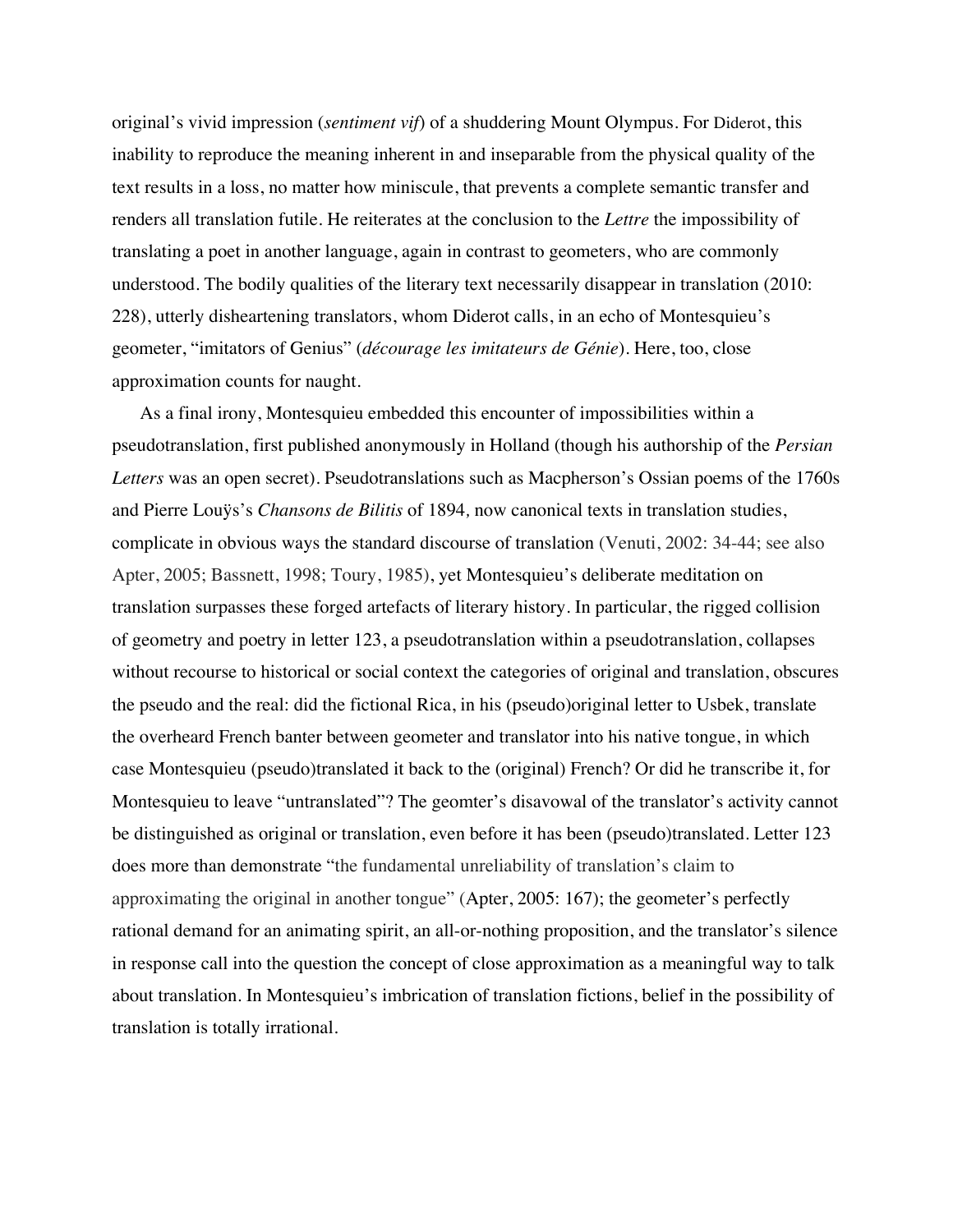original's vivid impression (*sentiment vif*) of a shuddering Mount Olympus. For Diderot, this inability to reproduce the meaning inherent in and inseparable from the physical quality of the text results in a loss, no matter how miniscule, that prevents a complete semantic transfer and renders all translation futile. He reiterates at the conclusion to the *Lettre* the impossibility of translating a poet in another language, again in contrast to geometers, who are commonly understood. The bodily qualities of the literary text necessarily disappear in translation (2010: 228), utterly disheartening translators, whom Diderot calls, in an echo of Montesquieu's geometer, "imitators of Genius" (*décourage les imitateurs de Génie*). Here, too, close approximation counts for naught.

As a final irony, Montesquieu embedded this encounter of impossibilities within a pseudotranslation, first published anonymously in Holland (though his authorship of the *Persian Letters* was an open secret). Pseudotranslations such as Macpherson's Ossian poems of the 1760s and Pierre Louÿs's *Chansons de Bilitis* of 1894*,* now canonical texts in translation studies, complicate in obvious ways the standard discourse of translation (Venuti, 2002: 34-44; see also Apter, 2005; Bassnett, 1998; Toury, 1985), yet Montesquieu's deliberate meditation on translation surpasses these forged artefacts of literary history. In particular, the rigged collision of geometry and poetry in letter 123, a pseudotranslation within a pseudotranslation, collapses without recourse to historical or social context the categories of original and translation, obscures the pseudo and the real: did the fictional Rica, in his (pseudo)original letter to Usbek, translate the overheard French banter between geometer and translator into his native tongue, in which case Montesquieu (pseudo)translated it back to the (original) French? Or did he transcribe it, for Montesquieu to leave "untranslated"? The geomter's disavowal of the translator's activity cannot be distinguished as original or translation, even before it has been (pseudo)translated. Letter 123 does more than demonstrate "the fundamental unreliability of translation's claim to approximating the original in another tongue" (Apter, 2005: 167); the geometer's perfectly rational demand for an animating spirit, an all-or-nothing proposition, and the translator's silence in response call into the question the concept of close approximation as a meaningful way to talk about translation. In Montesquieu's imbrication of translation fictions, belief in the possibility of translation is totally irrational.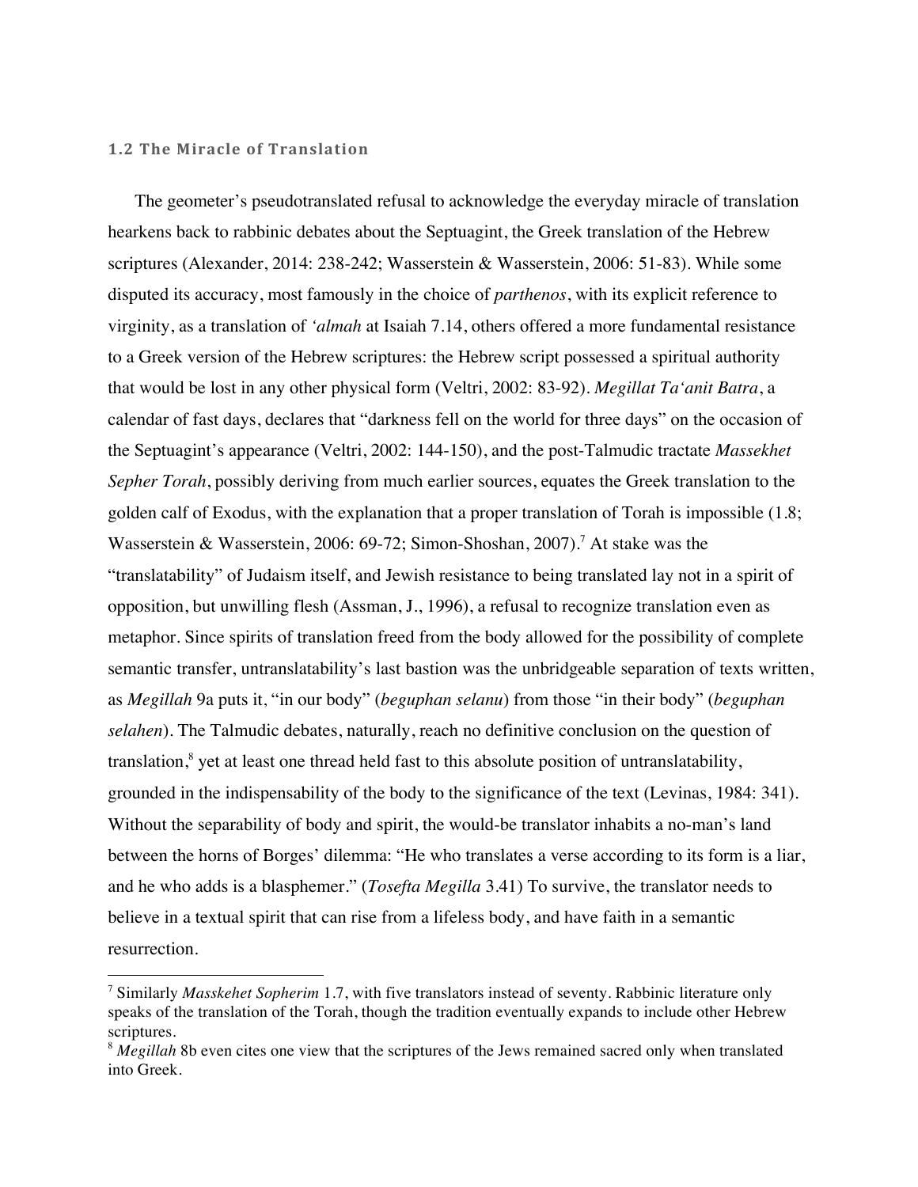### 1.2 The Miracle of Translation

The geometer's pseudotranslated refusal to acknowledge the everyday miracle of translation hearkens back to rabbinic debates about the Septuagint, the Greek translation of the Hebrew scriptures (Alexander, 2014: 238-242; Wasserstein & Wasserstein, 2006: 51-83). While some disputed its accuracy, most famously in the choice of *parthenos*, with its explicit reference to virginity, as a translation of *'almah* at Isaiah 7.14, others offered a more fundamental resistance to a Greek version of the Hebrew scriptures: the Hebrew script possessed a spiritual authority that would be lost in any other physical form (Veltri, 2002: 83-92). *Megillat Ta'anit Batra*, a calendar of fast days, declares that "darkness fell on the world for three days" on the occasion of the Septuagint's appearance (Veltri, 2002: 144-150), and the post-Talmudic tractate *Massekhet Sepher Torah*, possibly deriving from much earlier sources, equates the Greek translation to the golden calf of Exodus, with the explanation that a proper translation of Torah is impossible (1.8; Wasserstein & Wasserstein, 2006: 69-72; Simon-Shoshan, 2007).[7] At stake was the "translatability" of Judaism itself, and Jewish resistance to being translated lay not in a spirit of opposition, but unwilling flesh (Assman, J., 1996), a refusal to recognize translation even as metaphor. Since spirits of translation freed from the body allowed for the possibility of complete semantic transfer, untranslatability's last bastion was the unbridgeable separation of texts written, as *Megillah* 9a puts it, "in our body" (*beguphan selanu*) from those "in their body" (*beguphan selahen*). The Talmudic debates, naturally, reach no definitive conclusion on the question of translation,[8] yet at least one thread held fast to this absolute position of untranslatability, grounded in the indispensability of the body to the significance of the text (Levinas, 1984: 341). Without the separability of body and spirit, the would-be translator inhabits a no-man's land between the horns of Borges' dilemma: "He who translates a verse according to its form is a liar, and he who adds is a blasphemer." (*Tosefta Megilla* 3.41) To survive, the translator needs to believe in a textual spirit that can rise from a lifeless body, and have faith in a semantic resurrection.

---

[7] Similarly *Masskehet Sopherim* 1.7, with five translators instead of seventy. Rabbinic literature only speaks of the translation of the Torah, though the tradition eventually expands to include other Hebrew scriptures.

[8] *Megillah* 8b even cites one view that the scriptures of the Jews remained sacred only when translated into Greek.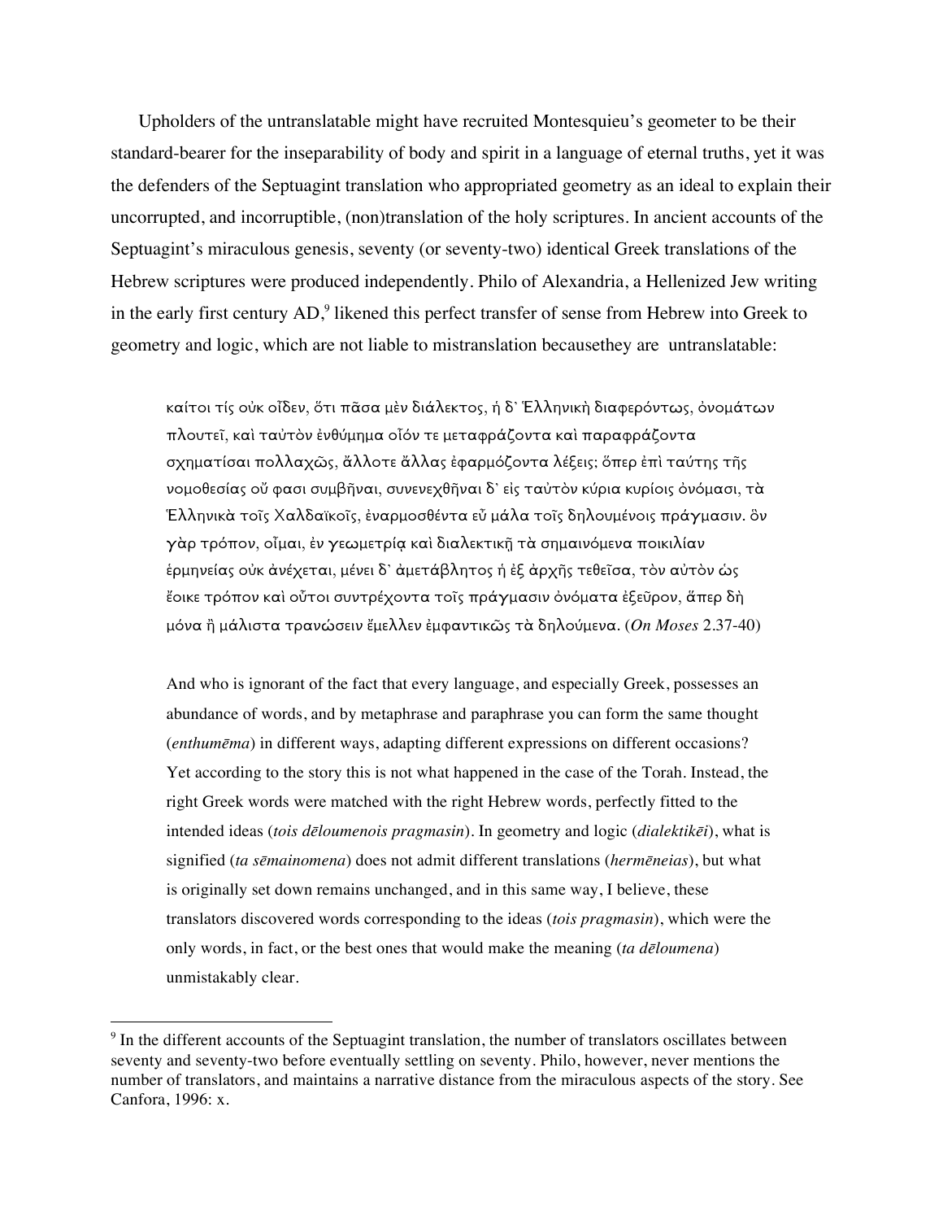Upholders of the untranslatable might have recruited Montesquieu's geometer to be their standard-bearer for the inseparability of body and spirit in a language of eternal truths, yet it was the defenders of the Septuagint translation who appropriated geometry as an ideal to explain their uncorrupted, and incorruptible, (non)translation of the holy scriptures. In ancient accounts of the Septuagint's miraculous genesis, seventy (or seventy-two) identical Greek translations of the Hebrew scriptures were produced independently. Philo of Alexandria, a Hellenized Jew writing in the early first century AD,[9] likened this perfect transfer of sense from Hebrew into Greek to geometry and logic, which are not liable to mistranslation becausethey are untranslatable:

> καίτοι τίς οὐκ οἶδεν, ὅτι πᾶσα μὲν διάλεκτος, ἡ δ᾽ Ἑλληνικὴ διαφερόντως, ὀνομάτων πλουτεῖ, καὶ ταὐτὸν ἐνθύμημα οἷόν τε μεταφράζοντα καὶ παραφράζοντα σχηματίσαι πολλαχῶς, ἄλλοτε ἄλλας ἐφαρμόζοντα λέξεις; ὅπερ ἐπὶ ταύτης τῆς νομοθεσίας οὔ φασι συμβῆναι, συνενεχθῆναι δ᾽ εἰς ταὐτὸν κύρια κυρίοις ὀνόμασι, τὰ Ἑλληνικὰ τοῖς Χαλδαϊκοῖς, ἐναρμοσθέντα εὖ μάλα τοῖς δηλουμένοις πράγμασιν. ὃν γὰρ τρόπον, οἶμαι, ἐν γεωμετρίᾳ καὶ διαλεκτικῇ τὰ σημαινόμενα ποικιλίαν ἑρμηνείας οὐκ ἀνέχεται, μένει δ᾽ ἀμετάβλητος ἡ ἐξ ἀρχῆς τεθεῖσα, τὸν αὐτὸν ὡς ἔοικε τρόπον καὶ οὗτοι συντρέχοντα τοῖς πράγμασιν ὀνόματα ἐξεῦρον, ἅπερ δὴ μόνα ἢ μάλιστα τρανώσειν ἔμελλεν ἐμφαντικῶς τὰ δηλούμενα. (*On Moses* 2.37-40)

> And who is ignorant of the fact that every language, and especially Greek, possesses an abundance of words, and by metaphrase and paraphrase you can form the same thought (*enthumēma*) in different ways, adapting different expressions on different occasions? Yet according to the story this is not what happened in the case of the Torah. Instead, the right Greek words were matched with the right Hebrew words, perfectly fitted to the intended ideas (*tois dēloumenois pragmasin*). In geometry and logic (*dialektikēi*), what is signified (*ta sēmainomena*) does not admit different translations (*hermēneias*), but what is originally set down remains unchanged, and in this same way, I believe, these translators discovered words corresponding to the ideas (*tois pragmasin*), which were the only words, in fact, or the best ones that would make the meaning (*ta dēloumena*) unmistakably clear.

---

[9] In the different accounts of the Septuagint translation, the number of translators oscillates between seventy and seventy-two before eventually settling on seventy. Philo, however, never mentions the number of translators, and maintains a narrative distance from the miraculous aspects of the story. See Canfora, 1996: x.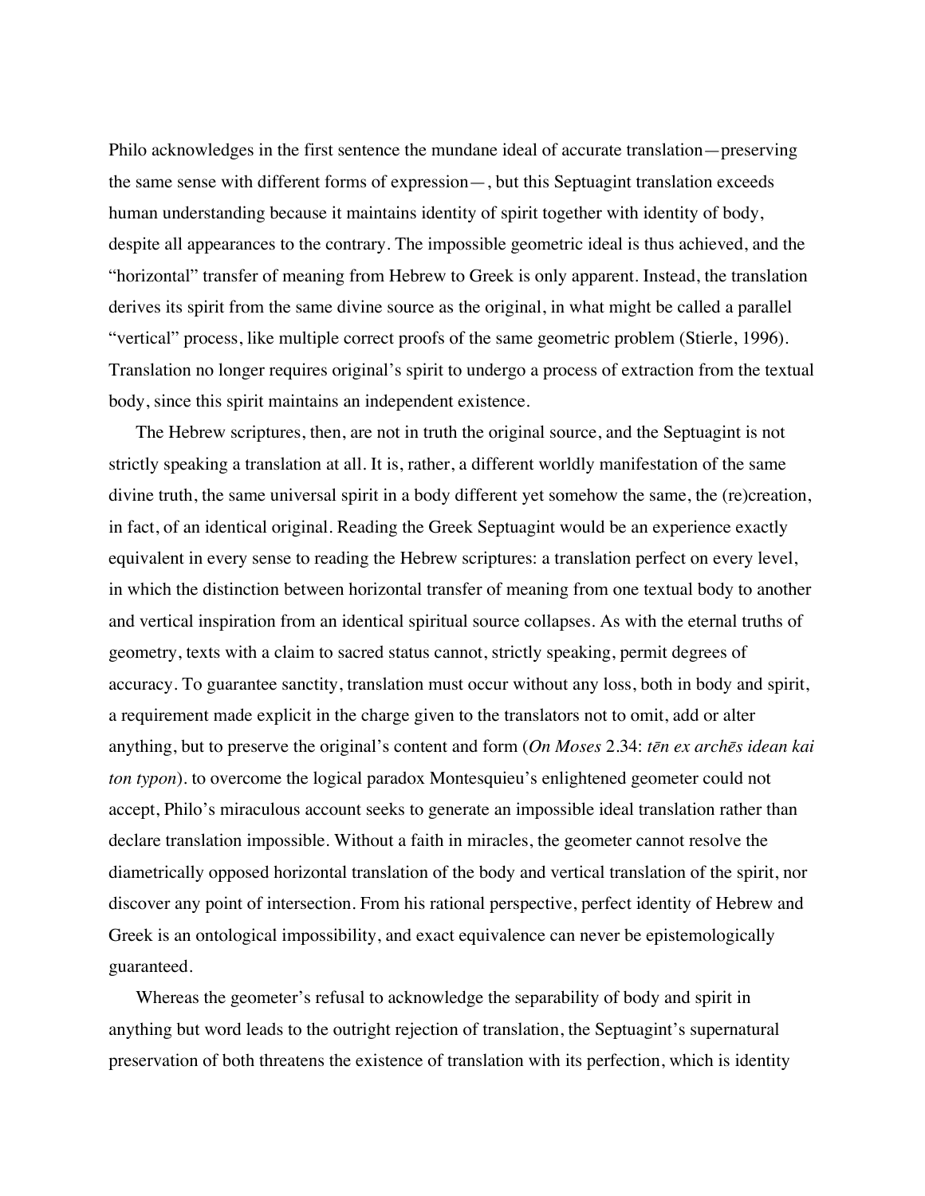Philo acknowledges in the first sentence the mundane ideal of accurate translation—preserving the same sense with different forms of expression—, but this Septuagint translation exceeds human understanding because it maintains identity of spirit together with identity of body, despite all appearances to the contrary. The impossible geometric ideal is thus achieved, and the "horizontal" transfer of meaning from Hebrew to Greek is only apparent. Instead, the translation derives its spirit from the same divine source as the original, in what might be called a parallel "vertical" process, like multiple correct proofs of the same geometric problem (Stierle, 1996). Translation no longer requires original's spirit to undergo a process of extraction from the textual body, since this spirit maintains an independent existence.

The Hebrew scriptures, then, are not in truth the original source, and the Septuagint is not strictly speaking a translation at all. It is, rather, a different worldly manifestation of the same divine truth, the same universal spirit in a body different yet somehow the same, the (re)creation, in fact, of an identical original. Reading the Greek Septuagint would be an experience exactly equivalent in every sense to reading the Hebrew scriptures: a translation perfect on every level, in which the distinction between horizontal transfer of meaning from one textual body to another and vertical inspiration from an identical spiritual source collapses. As with the eternal truths of geometry, texts with a claim to sacred status cannot, strictly speaking, permit degrees of accuracy. To guarantee sanctity, translation must occur without any loss, both in body and spirit, a requirement made explicit in the charge given to the translators not to omit, add or alter anything, but to preserve the original's content and form (*On Moses* 2.34: *tēn ex archēs idean kai ton typon*). to overcome the logical paradox Montesquieu's enlightened geometer could not accept, Philo's miraculous account seeks to generate an impossible ideal translation rather than declare translation impossible. Without a faith in miracles, the geometer cannot resolve the diametrically opposed horizontal translation of the body and vertical translation of the spirit, nor discover any point of intersection. From his rational perspective, perfect identity of Hebrew and Greek is an ontological impossibility, and exact equivalence can never be epistemologically guaranteed.

Whereas the geometer's refusal to acknowledge the separability of body and spirit in anything but word leads to the outright rejection of translation, the Septuagint's supernatural preservation of both threatens the existence of translation with its perfection, which is identity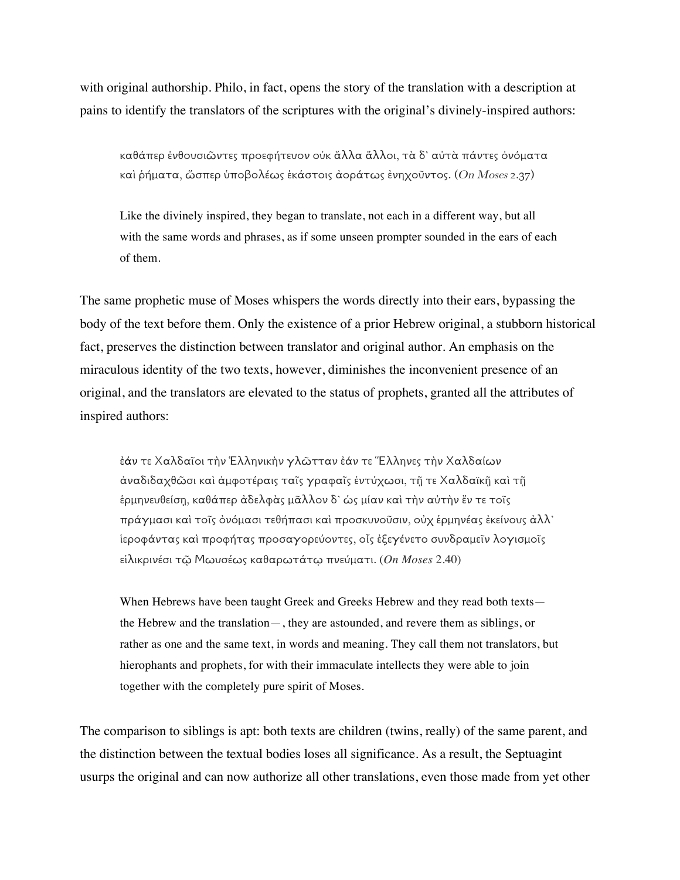with original authorship. Philo, in fact, opens the story of the translation with a description at pains to identify the translators of the scriptures with the original's divinely-inspired authors:

> καθάπερ ἐνθουσιῶντες προεφήτευον οὐκ ἄλλα ἄλλοι, τὰ δ᾽ αὐτὰ πάντες ὀνόματα καὶ ῥήματα, ὥσπερ ὑποβολέως ἑκάστοις ἀοράτως ἐνηχοῦντος. (*On Moses* 2.37)
>
> Like the divinely inspired, they began to translate, not each in a different way, but all with the same words and phrases, as if some unseen prompter sounded in the ears of each of them.

The same prophetic muse of Moses whispers the words directly into their ears, bypassing the body of the text before them. Only the existence of a prior Hebrew original, a stubborn historical fact, preserves the distinction between translator and original author. An emphasis on the miraculous identity of the two texts, however, diminishes the inconvenient presence of an original, and the translators are elevated to the status of prophets, granted all the attributes of inspired authors:

> ἐάν τε Χαλδαῖοι τὴν Ἑλληνικὴν γλῶτταν ἐάν τε Ἕλληνες τὴν Χαλδαίων ἀναδιδαχθῶσι καὶ ἀμφοτέραις ταῖς γραφαῖς ἐντύχωσι, τῇ τε Χαλδαϊκῇ καὶ τῇ ἑρμηνευθείσῃ, καθάπερ ἀδελφὰς μᾶλλον δ᾽ ὡς μίαν καὶ τὴν αὐτὴν ἔν τε τοῖς πράγμασι καὶ τοῖς ὀνόμασι τεθήπασι καὶ προσκυνοῦσιν, οὐχ ἑρμηνέας ἐκείνους ἀλλ᾽ ἱεροφάντας καὶ προφήτας προσαγορεύοντες, οἷς ἐξεγένετο συνδραμεῖν λογισμοῖς εἰλικρινέσι τῷ Μωυσέως καθαρωτάτῳ πνεύματι. (*On Moses* 2.40)
>
> When Hebrews have been taught Greek and Greeks Hebrew and they read both texts—the Hebrew and the translation—, they are astounded, and revere them as siblings, or rather as one and the same text, in words and meaning. They call them not translators, but hierophants and prophets, for with their immaculate intellects they were able to join together with the completely pure spirit of Moses.

The comparison to siblings is apt: both texts are children (twins, really) of the same parent, and the distinction between the textual bodies loses all significance. As a result, the Septuagint usurps the original and can now authorize all other translations, even those made from yet other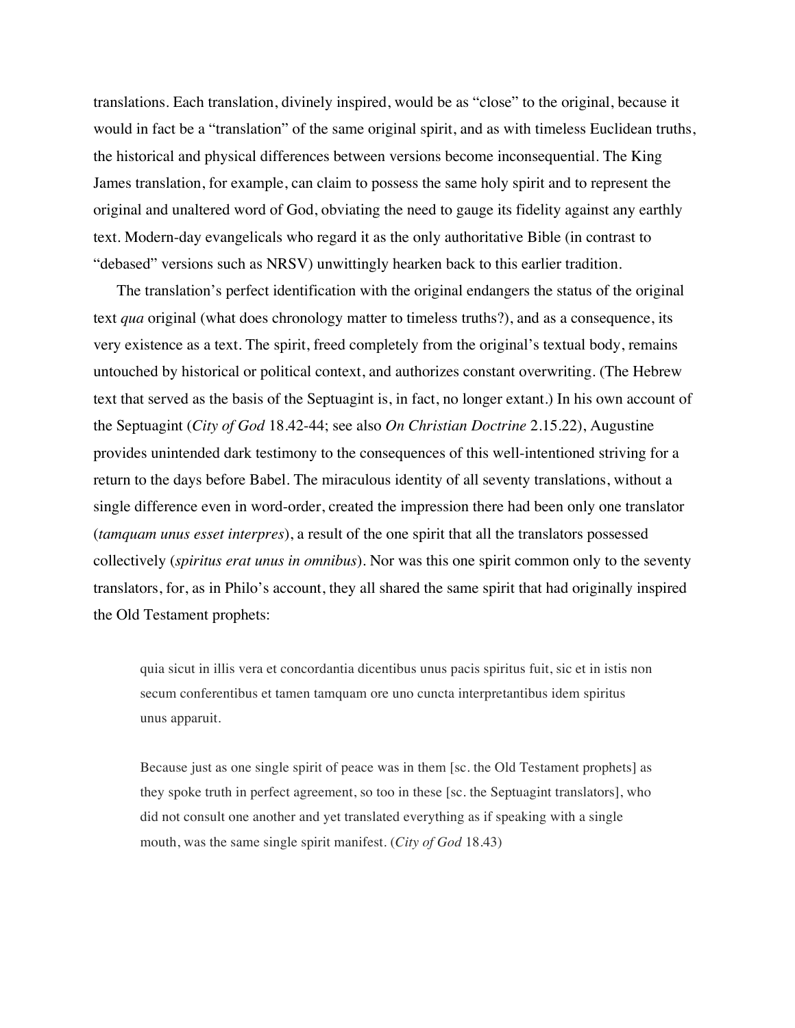translations. Each translation, divinely inspired, would be as "close" to the original, because it would in fact be a "translation" of the same original spirit, and as with timeless Euclidean truths, the historical and physical differences between versions become inconsequential. The King James translation, for example, can claim to possess the same holy spirit and to represent the original and unaltered word of God, obviating the need to gauge its fidelity against any earthly text. Modern-day evangelicals who regard it as the only authoritative Bible (in contrast to "debased" versions such as NRSV) unwittingly hearken back to this earlier tradition.

The translation's perfect identification with the original endangers the status of the original text *qua* original (what does chronology matter to timeless truths?), and as a consequence, its very existence as a text. The spirit, freed completely from the original's textual body, remains untouched by historical or political context, and authorizes constant overwriting. (The Hebrew text that served as the basis of the Septuagint is, in fact, no longer extant.) In his own account of the Septuagint (*City of God* 18.42-44; see also *On Christian Doctrine* 2.15.22), Augustine provides unintended dark testimony to the consequences of this well-intentioned striving for a return to the days before Babel. The miraculous identity of all seventy translations, without a single difference even in word-order, created the impression there had been only one translator (*tamquam unus esset interpres*), a result of the one spirit that all the translators possessed collectively (*spiritus erat unus in omnibus*). Nor was this one spirit common only to the seventy translators, for, as in Philo's account, they all shared the same spirit that had originally inspired the Old Testament prophets:

> quia sicut in illis vera et concordantia dicentibus unus pacis spiritus fuit, sic et in istis non secum conferentibus et tamen tamquam ore uno cuncta interpretantibus idem spiritus unus apparuit.
>
> Because just as one single spirit of peace was in them [sc. the Old Testament prophets] as they spoke truth in perfect agreement, so too in these [sc. the Septuagint translators], who did not consult one another and yet translated everything as if speaking with a single mouth, was the same single spirit manifest. (*City of God* 18.43)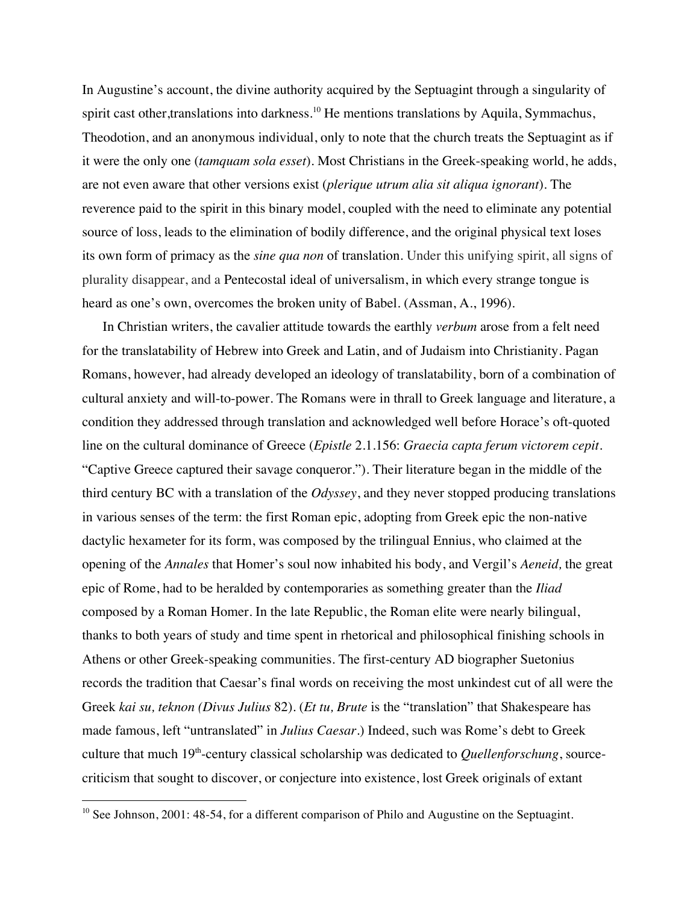In Augustine's account, the divine authority acquired by the Septuagint through a singularity of spirit cast other,translations into darkness.[10] He mentions translations by Aquila, Symmachus, Theodotion, and an anonymous individual, only to note that the church treats the Septuagint as if it were the only one (*tamquam sola esset*). Most Christians in the Greek-speaking world, he adds, are not even aware that other versions exist (*plerique utrum alia sit aliqua ignorant*). The reverence paid to the spirit in this binary model, coupled with the need to eliminate any potential source of loss, leads to the elimination of bodily difference, and the original physical text loses its own form of primacy as the *sine qua non* of translation. Under this unifying spirit, all signs of plurality disappear, and a Pentecostal ideal of universalism, in which every strange tongue is heard as one's own, overcomes the broken unity of Babel. (Assman, A., 1996).

In Christian writers, the cavalier attitude towards the earthly *verbum* arose from a felt need for the translatability of Hebrew into Greek and Latin, and of Judaism into Christianity. Pagan Romans, however, had already developed an ideology of translatability, born of a combination of cultural anxiety and will-to-power. The Romans were in thrall to Greek language and literature, a condition they addressed through translation and acknowledged well before Horace's oft-quoted line on the cultural dominance of Greece (*Epistle* 2.1.156: *Graecia capta ferum victorem cepit*. "Captive Greece captured their savage conqueror."). Their literature began in the middle of the third century BC with a translation of the *Odyssey*, and they never stopped producing translations in various senses of the term: the first Roman epic, adopting from Greek epic the non-native dactylic hexameter for its form, was composed by the trilingual Ennius, who claimed at the opening of the *Annales* that Homer's soul now inhabited his body, and Vergil's *Aeneid,* the great epic of Rome, had to be heralded by contemporaries as something greater than the *Iliad* composed by a Roman Homer. In the late Republic, the Roman elite were nearly bilingual, thanks to both years of study and time spent in rhetorical and philosophical finishing schools in Athens or other Greek-speaking communities. The first-century AD biographer Suetonius records the tradition that Caesar's final words on receiving the most unkindest cut of all were the Greek *kai su, teknon (Divus Julius* 82). (*Et tu, Brute* is the "translation" that Shakespeare has made famous, left "untranslated" in *Julius Caesar*.) Indeed, such was Rome's debt to Greek culture that much 19th-century classical scholarship was dedicated to *Quellenforschung*, source-criticism that sought to discover, or conjecture into existence, lost Greek originals of extant

[10] See Johnson, 2001: 48-54, for a different comparison of Philo and Augustine on the Septuagint.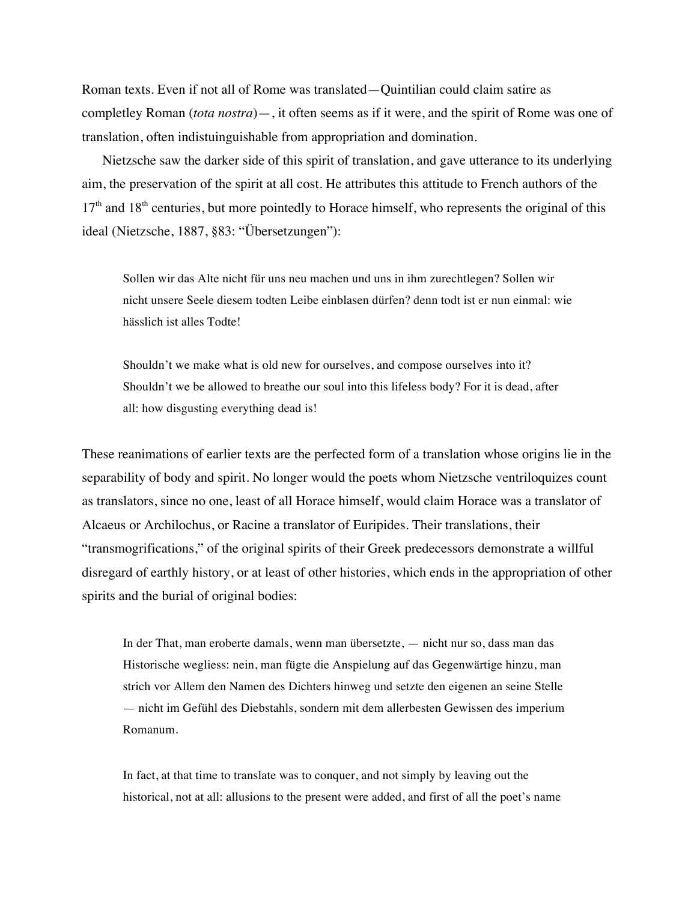Roman texts. Even if not all of Rome was translated—Quintilian could claim satire as completley Roman (*tota nostra*)—, it often seems as if it were, and the spirit of Rome was one of translation, often indistuinguishable from appropriation and domination.

Nietzsche saw the darker side of this spirit of translation, and gave utterance to its underlying aim, the preservation of the spirit at all cost. He attributes this attitude to French authors of the 17th and 18th centuries, but more pointedly to Horace himself, who represents the original of this ideal (Nietzsche, 1887, §83: "Übersetzungen"):

> Sollen wir das Alte nicht für uns neu machen und uns in ihm zurechtlegen? Sollen wir nicht unsere Seele diesem todten Leibe einblasen dürfen? denn todt ist er nun einmal: wie hässlich ist alles Todte!
>
> Shouldn't we make what is old new for ourselves, and compose ourselves into it? Shouldn't we be allowed to breathe our soul into this lifeless body? For it is dead, after all: how disgusting everything dead is!

These reanimations of earlier texts are the perfected form of a translation whose origins lie in the separability of body and spirit. No longer would the poets whom Nietzsche ventriloquizes count as translators, since no one, least of all Horace himself, would claim Horace was a translator of Alcaeus or Archilochus, or Racine a translator of Euripides. Their translations, their "transmogrifications," of the original spirits of their Greek predecessors demonstrate a willful disregard of earthly history, or at least of other histories, which ends in the appropriation of other spirits and the burial of original bodies:

> In der That, man eroberte damals, wenn man übersetzte, — nicht nur so, dass man das Historische wegliess: nein, man fügte die Anspielung auf das Gegenwärtige hinzu, man strich vor Allem den Namen des Dichters hinweg und setzte den eigenen an seine Stelle — nicht im Gefühl des Diebstahls, sondern mit dem allerbesten Gewissen des imperium Romanum.
>
> In fact, at that time to translate was to conquer, and not simply by leaving out the historical, not at all: allusions to the present were added, and first of all the poet's name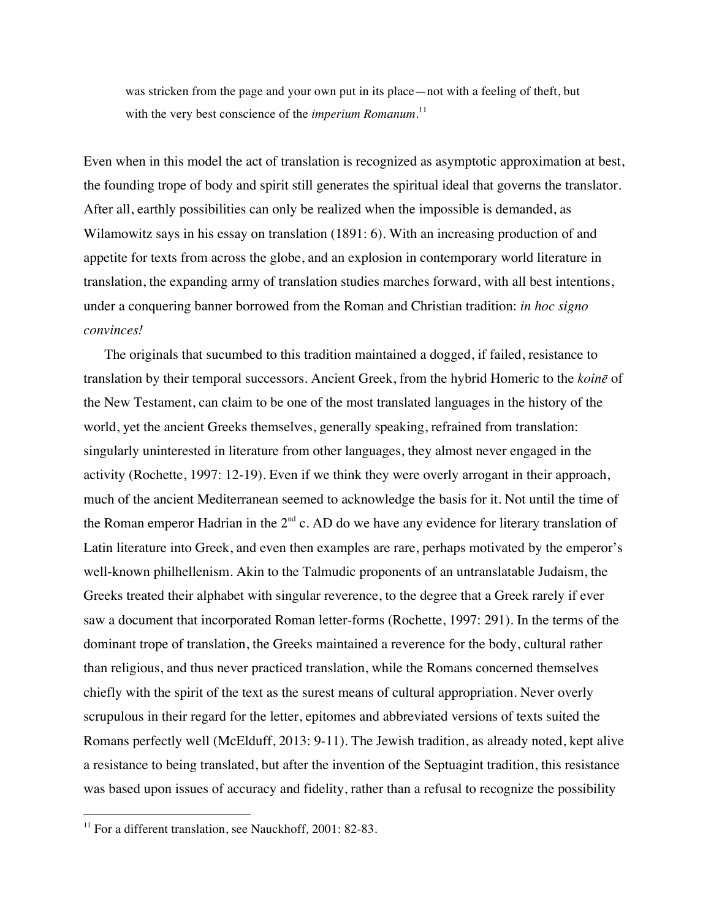> was stricken from the page and your own put in its place—not with a feeling of theft, but with the very best conscience of the *imperium Romanum*.[11]

Even when in this model the act of translation is recognized as asymptotic approximation at best, the founding trope of body and spirit still generates the spiritual ideal that governs the translator. After all, earthly possibilities can only be realized when the impossible is demanded, as Wilamowitz says in his essay on translation (1891: 6). With an increasing production of and appetite for texts from across the globe, and an explosion in contemporary world literature in translation, the expanding army of translation studies marches forward, with all best intentions, under a conquering banner borrowed from the Roman and Christian tradition: *in hoc signo convinces!*

The originals that sucumbed to this tradition maintained a dogged, if failed, resistance to translation by their temporal successors. Ancient Greek, from the hybrid Homeric to the *koinē* of the New Testament, can claim to be one of the most translated languages in the history of the world, yet the ancient Greeks themselves, generally speaking, refrained from translation: singularly uninterested in literature from other languages, they almost never engaged in the activity (Rochette, 1997: 12-19). Even if we think they were overly arrogant in their approach, much of the ancient Mediterranean seemed to acknowledge the basis for it. Not until the time of the Roman emperor Hadrian in the 2nd c. AD do we have any evidence for literary translation of Latin literature into Greek, and even then examples are rare, perhaps motivated by the emperor's well-known philhellenism. Akin to the Talmudic proponents of an untranslatable Judaism, the Greeks treated their alphabet with singular reverence, to the degree that a Greek rarely if ever saw a document that incorporated Roman letter-forms (Rochette, 1997: 291). In the terms of the dominant trope of translation, the Greeks maintained a reverence for the body, cultural rather than religious, and thus never practiced translation, while the Romans concerned themselves chiefly with the spirit of the text as the surest means of cultural appropriation. Never overly scrupulous in their regard for the letter, epitomes and abbreviated versions of texts suited the Romans perfectly well (McElduff, 2013: 9-11). The Jewish tradition, as already noted, kept alive a resistance to being translated, but after the invention of the Septuagint tradition, this resistance was based upon issues of accuracy and fidelity, rather than a refusal to recognize the possibility

---

[11] For a different translation, see Nauckhoff, 2001: 82-83.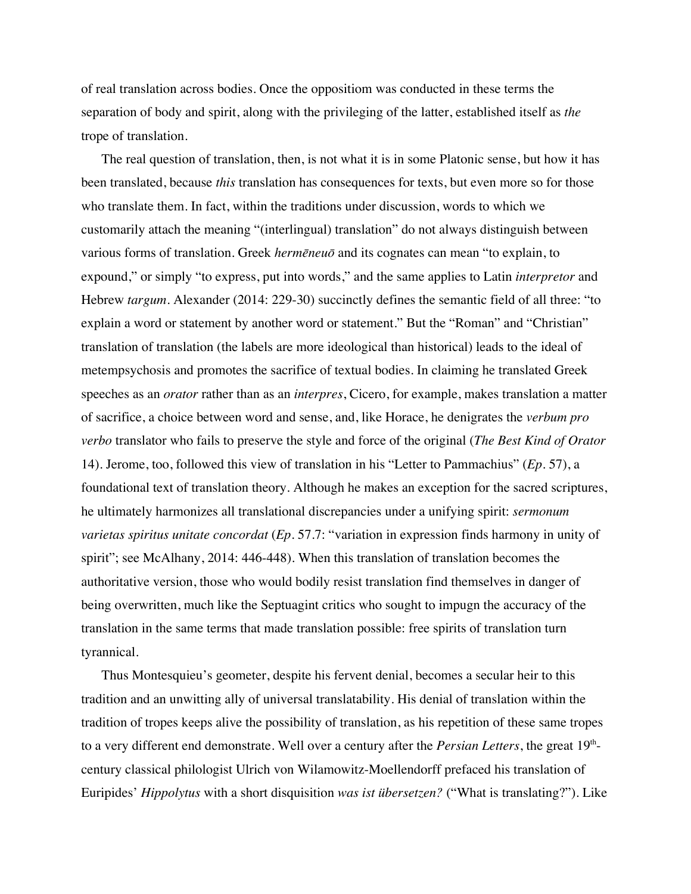of real translation across bodies. Once the oppositiom was conducted in these terms the separation of body and spirit, along with the privileging of the latter, established itself as *the* trope of translation.

The real question of translation, then, is not what it is in some Platonic sense, but how it has been translated, because *this* translation has consequences for texts, but even more so for those who translate them. In fact, within the traditions under discussion, words to which we customarily attach the meaning "(interlingual) translation" do not always distinguish between various forms of translation. Greek *hermēneuō* and its cognates can mean "to explain, to expound," or simply "to express, put into words," and the same applies to Latin *interpretor* and Hebrew *targum*. Alexander (2014: 229-30) succinctly defines the semantic field of all three: "to explain a word or statement by another word or statement." But the "Roman" and "Christian" translation of translation (the labels are more ideological than historical) leads to the ideal of metempsychosis and promotes the sacrifice of textual bodies. In claiming he translated Greek speeches as an *orator* rather than as an *interpres*, Cicero, for example, makes translation a matter of sacrifice, a choice between word and sense, and, like Horace, he denigrates the *verbum pro verbo* translator who fails to preserve the style and force of the original (*The Best Kind of Orator* 14). Jerome, too, followed this view of translation in his "Letter to Pammachius" (*Ep*. 57), a foundational text of translation theory. Although he makes an exception for the sacred scriptures, he ultimately harmonizes all translational discrepancies under a unifying spirit: *sermonum varietas spiritus unitate concordat* (*Ep*. 57.7: "variation in expression finds harmony in unity of spirit"; see McAlhany, 2014: 446-448). When this translation of translation becomes the authoritative version, those who would bodily resist translation find themselves in danger of being overwritten, much like the Septuagint critics who sought to impugn the accuracy of the translation in the same terms that made translation possible: free spirits of translation turn tyrannical.

Thus Montesquieu's geometer, despite his fervent denial, becomes a secular heir to this tradition and an unwitting ally of universal translatability. His denial of translation within the tradition of tropes keeps alive the possibility of translation, as his repetition of these same tropes to a very different end demonstrate. Well over a century after the *Persian Letters*, the great 19th-century classical philologist Ulrich von Wilamowitz-Moellendorff prefaced his translation of Euripides' *Hippolytus* with a short disquisition *was ist übersetzen?* ("What is translating?"). Like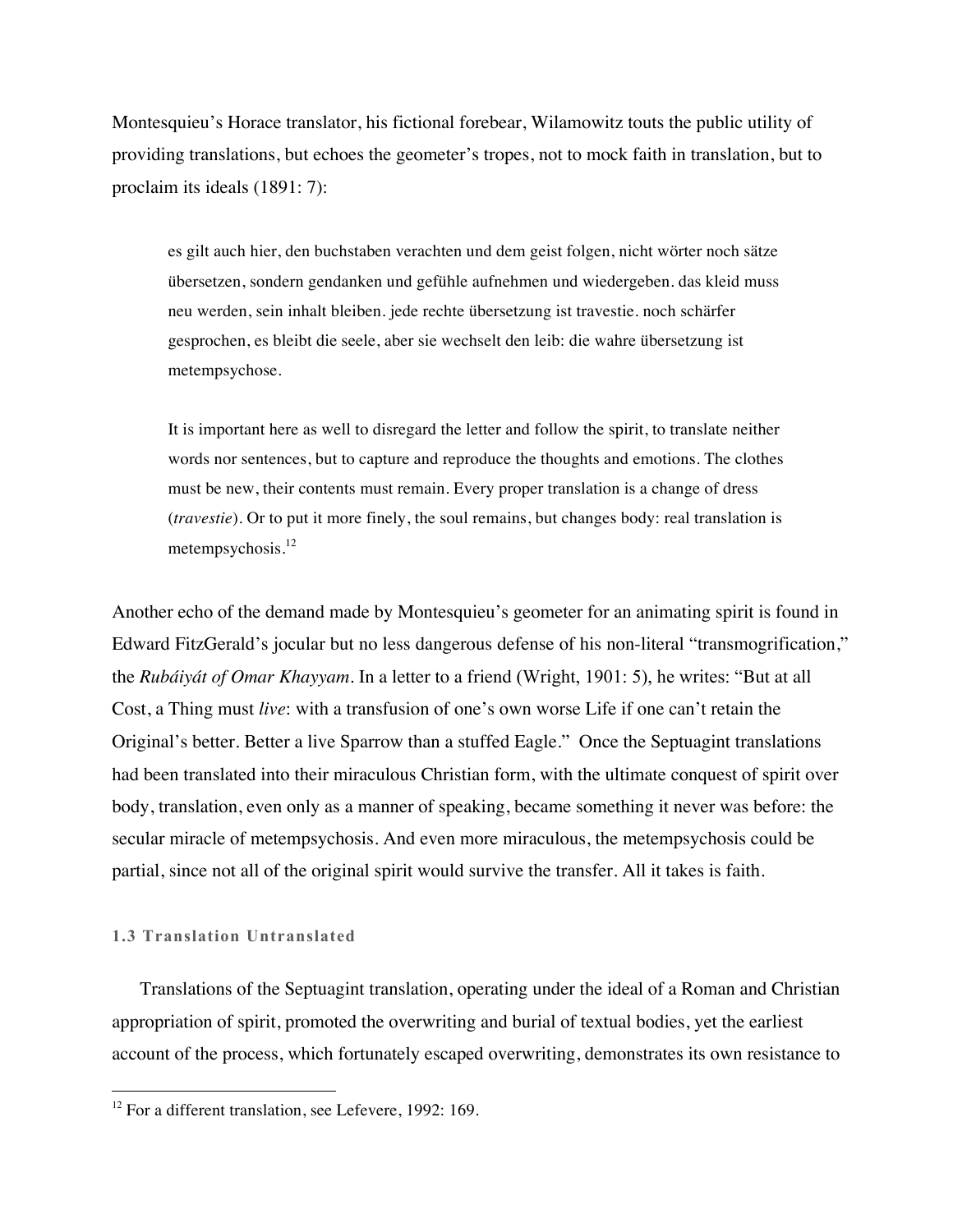Montesquieu's Horace translator, his fictional forebear, Wilamowitz touts the public utility of providing translations, but echoes the geometer's tropes, not to mock faith in translation, but to proclaim its ideals (1891: 7):

> es gilt auch hier, den buchstaben verachten und dem geist folgen, nicht wörter noch sätze übersetzen, sondern gendanken und gefühle aufnehmen und wiedergeben. das kleid muss neu werden, sein inhalt bleiben. jede rechte übersetzung ist travestie. noch schärfer gesprochen, es bleibt die seele, aber sie wechselt den leib: die wahre übersetzung ist metempsychose.
>
> It is important here as well to disregard the letter and follow the spirit, to translate neither words nor sentences, but to capture and reproduce the thoughts and emotions. The clothes must be new, their contents must remain. Every proper translation is a change of dress (*travestie*). Or to put it more finely, the soul remains, but changes body: real translation is metempsychosis.[12]

Another echo of the demand made by Montesquieu's geometer for an animating spirit is found in Edward FitzGerald's jocular but no less dangerous defense of his non-literal "transmogrification," the *Rubáiyát of Omar Khayyam*. In a letter to a friend (Wright, 1901: 5), he writes: "But at all Cost, a Thing must *live*: with a transfusion of one's own worse Life if one can't retain the Original's better. Better a live Sparrow than a stuffed Eagle." Once the Septuagint translations had been translated into their miraculous Christian form, with the ultimate conquest of spirit over body, translation, even only as a manner of speaking, became something it never was before: the secular miracle of metempsychosis. And even more miraculous, the metempsychosis could be partial, since not all of the original spirit would survive the transfer. All it takes is faith.

### 1.3 Translation Untranslated

Translations of the Septuagint translation, operating under the ideal of a Roman and Christian appropriation of spirit, promoted the overwriting and burial of textual bodies, yet the earliest account of the process, which fortunately escaped overwriting, demonstrates its own resistance to

[12] For a different translation, see Lefevere, 1992: 169.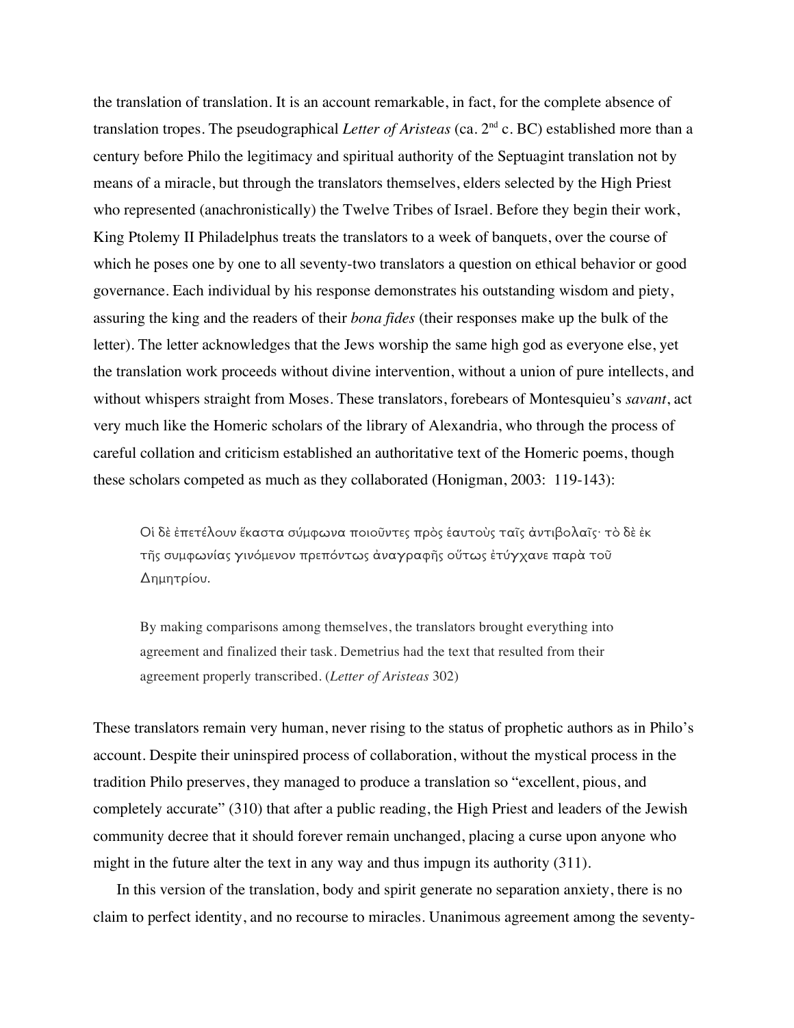the translation of translation. It is an account remarkable, in fact, for the complete absence of translation tropes. The pseudographical *Letter of Aristeas* (ca. 2nd c. BC) established more than a century before Philo the legitimacy and spiritual authority of the Septuagint translation not by means of a miracle, but through the translators themselves, elders selected by the High Priest who represented (anachronistically) the Twelve Tribes of Israel. Before they begin their work, King Ptolemy II Philadelphus treats the translators to a week of banquets, over the course of which he poses one by one to all seventy-two translators a question on ethical behavior or good governance. Each individual by his response demonstrates his outstanding wisdom and piety, assuring the king and the readers of their *bona fides* (their responses make up the bulk of the letter). The letter acknowledges that the Jews worship the same high god as everyone else, yet the translation work proceeds without divine intervention, without a union of pure intellects, and without whispers straight from Moses. These translators, forebears of Montesquieu's *savant*, act very much like the Homeric scholars of the library of Alexandria, who through the process of careful collation and criticism established an authoritative text of the Homeric poems, though these scholars competed as much as they collaborated (Honigman, 2003: 119-143):

> Οἱ δὲ ἐπετέλουν ἕκαστα σύμφωνα ποιοῦντες πρὸς ἑαυτοὺς ταῖς ἀντιβολαῖς· τὸ δὲ ἐκ τῆς συμφωνίας γινόμενον πρεπόντως ἀναγραφῆς οὕτως ἐτύγχανε παρὰ τοῦ Δημητρίου.
>
> By making comparisons among themselves, the translators brought everything into agreement and finalized their task. Demetrius had the text that resulted from their agreement properly transcribed. (*Letter of Aristeas* 302)

These translators remain very human, never rising to the status of prophetic authors as in Philo's account. Despite their uninspired process of collaboration, without the mystical process in the tradition Philo preserves, they managed to produce a translation so "excellent, pious, and completely accurate" (310) that after a public reading, the High Priest and leaders of the Jewish community decree that it should forever remain unchanged, placing a curse upon anyone who might in the future alter the text in any way and thus impugn its authority (311).

In this version of the translation, body and spirit generate no separation anxiety, there is no claim to perfect identity, and no recourse to miracles. Unanimous agreement among the seventy-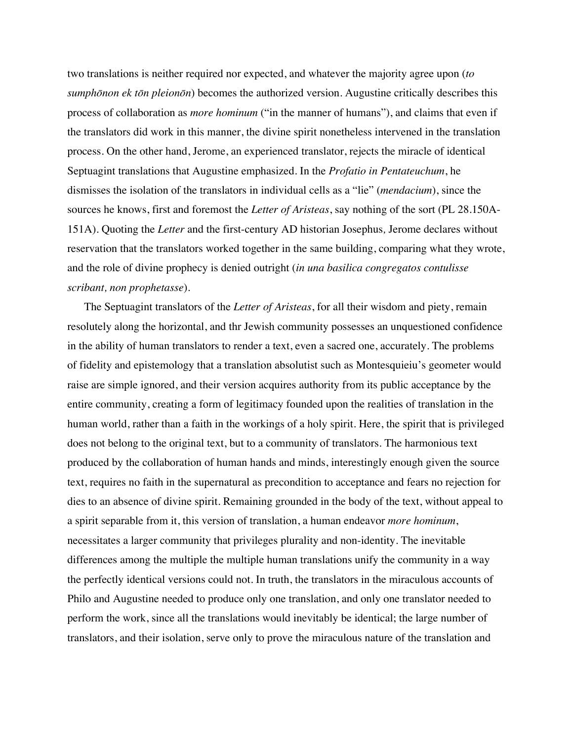two translations is neither required nor expected, and whatever the majority agree upon (*to sumphōnon ek tōn pleionōn*) becomes the authorized version. Augustine critically describes this process of collaboration as *more hominum* ("in the manner of humans"), and claims that even if the translators did work in this manner, the divine spirit nonetheless intervened in the translation process. On the other hand, Jerome, an experienced translator, rejects the miracle of identical Septuagint translations that Augustine emphasized. In the *Profatio in Pentateuchum*, he dismisses the isolation of the translators in individual cells as a "lie" (*mendacium*), since the sources he knows, first and foremost the *Letter of Aristeas*, say nothing of the sort (PL 28.150A-151A). Quoting the *Letter* and the first-century AD historian Josephus, Jerome declares without reservation that the translators worked together in the same building, comparing what they wrote, and the role of divine prophecy is denied outright (*in una basilica congregatos contulisse scribant, non prophetasse*).

The Septuagint translators of the *Letter of Aristeas*, for all their wisdom and piety, remain resolutely along the horizontal, and thr Jewish community possesses an unquestioned confidence in the ability of human translators to render a text, even a sacred one, accurately. The problems of fidelity and epistemology that a translation absolutist such as Montesquieiu's geometer would raise are simple ignored, and their version acquires authority from its public acceptance by the entire community, creating a form of legitimacy founded upon the realities of translation in the human world, rather than a faith in the workings of a holy spirit. Here, the spirit that is privileged does not belong to the original text, but to a community of translators. The harmonious text produced by the collaboration of human hands and minds, interestingly enough given the source text, requires no faith in the supernatural as precondition to acceptance and fears no rejection for dies to an absence of divine spirit. Remaining grounded in the body of the text, without appeal to a spirit separable from it, this version of translation, a human endeavor *more hominum*, necessitates a larger community that privileges plurality and non-identity. The inevitable differences among the multiple the multiple human translations unify the community in a way the perfectly identical versions could not. In truth, the translators in the miraculous accounts of Philo and Augustine needed to produce only one translation, and only one translator needed to perform the work, since all the translations would inevitably be identical; the large number of translators, and their isolation, serve only to prove the miraculous nature of the translation and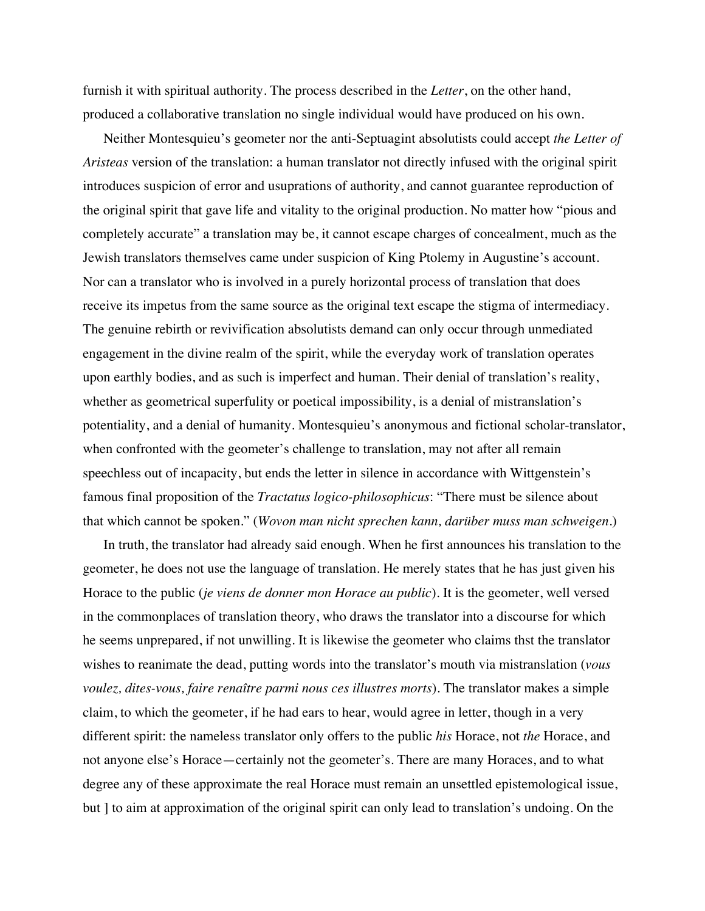furnish it with spiritual authority. The process described in the *Letter*, on the other hand, produced a collaborative translation no single individual would have produced on his own.

Neither Montesquieu's geometer nor the anti-Septuagint absolutists could accept *the Letter of Aristeas* version of the translation: a human translator not directly infused with the original spirit introduces suspicion of error and usuprations of authority, and cannot guarantee reproduction of the original spirit that gave life and vitality to the original production. No matter how "pious and completely accurate" a translation may be, it cannot escape charges of concealment, much as the Jewish translators themselves came under suspicion of King Ptolemy in Augustine's account. Nor can a translator who is involved in a purely horizontal process of translation that does receive its impetus from the same source as the original text escape the stigma of intermediacy. The genuine rebirth or revivification absolutists demand can only occur through unmediated engagement in the divine realm of the spirit, while the everyday work of translation operates upon earthly bodies, and as such is imperfect and human. Their denial of translation's reality, whether as geometrical superfulity or poetical impossibility, is a denial of mistranslation's potentiality, and a denial of humanity. Montesquieu's anonymous and fictional scholar-translator, when confronted with the geometer's challenge to translation, may not after all remain speechless out of incapacity, but ends the letter in silence in accordance with Wittgenstein's famous final proposition of the *Tractatus logico-philosophicus*: "There must be silence about that which cannot be spoken." (*Wovon man nicht sprechen kann, darüber muss man schweigen*.)

In truth, the translator had already said enough. When he first announces his translation to the geometer, he does not use the language of translation. He merely states that he has just given his Horace to the public (*je viens de donner mon Horace au public*). It is the geometer, well versed in the commonplaces of translation theory, who draws the translator into a discourse for which he seems unprepared, if not unwilling. It is likewise the geometer who claims thst the translator wishes to reanimate the dead, putting words into the translator's mouth via mistranslation (*vous voulez, dites-vous, faire renaître parmi nous ces illustres morts*). The translator makes a simple claim, to which the geometer, if he had ears to hear, would agree in letter, though in a very different spirit: the nameless translator only offers to the public *his* Horace, not *the* Horace, and not anyone else's Horace—certainly not the geometer's. There are many Horaces, and to what degree any of these approximate the real Horace must remain an unsettled epistemological issue, but ] to aim at approximation of the original spirit can only lead to translation's undoing. On the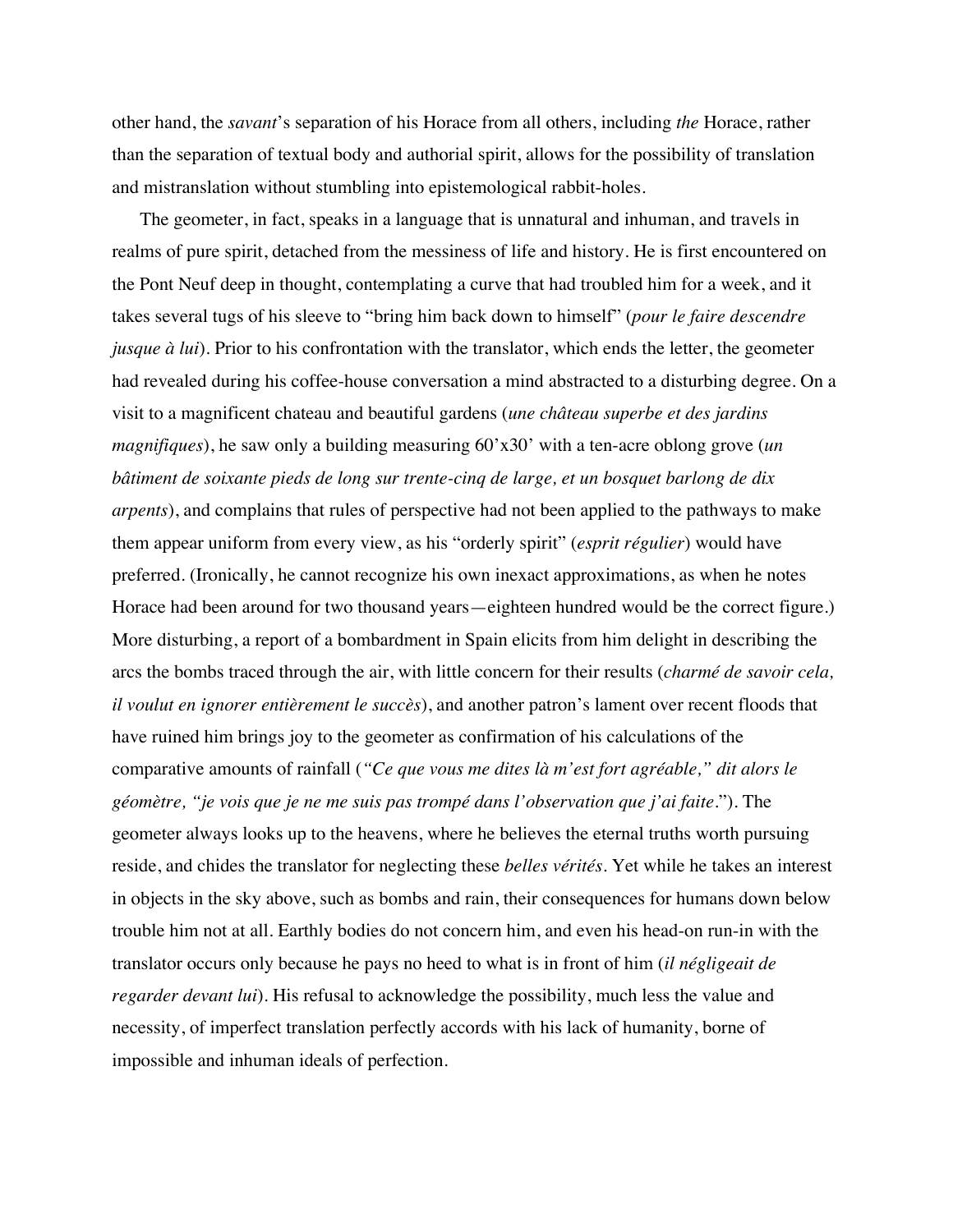other hand, the *savant*'s separation of his Horace from all others, including *the* Horace, rather than the separation of textual body and authorial spirit, allows for the possibility of translation and mistranslation without stumbling into epistemological rabbit-holes.

The geometer, in fact, speaks in a language that is unnatural and inhuman, and travels in realms of pure spirit, detached from the messiness of life and history. He is first encountered on the Pont Neuf deep in thought, contemplating a curve that had troubled him for a week, and it takes several tugs of his sleeve to "bring him back down to himself" (*pour le faire descendre jusque à lui*). Prior to his confrontation with the translator, which ends the letter, the geometer had revealed during his coffee-house conversation a mind abstracted to a disturbing degree. On a visit to a magnificent chateau and beautiful gardens (*une château superbe et des jardins magnifiques*), he saw only a building measuring 60'x30' with a ten-acre oblong grove (*un bâtiment de soixante pieds de long sur trente-cinq de large, et un bosquet barlong de dix arpents*), and complains that rules of perspective had not been applied to the pathways to make them appear uniform from every view, as his "orderly spirit" (*esprit régulier*) would have preferred. (Ironically, he cannot recognize his own inexact approximations, as when he notes Horace had been around for two thousand years—eighteen hundred would be the correct figure.) More disturbing, a report of a bombardment in Spain elicits from him delight in describing the arcs the bombs traced through the air, with little concern for their results (*charmé de savoir cela, il voulut en ignorer entièrement le succès*), and another patron's lament over recent floods that have ruined him brings joy to the geometer as confirmation of his calculations of the comparative amounts of rainfall (*"Ce que vous me dites là m'est fort agréable," dit alors le géomètre, "je vois que je ne me suis pas trompé dans l'observation que j'ai faite.*"). The geometer always looks up to the heavens, where he believes the eternal truths worth pursuing reside, and chides the translator for neglecting these *belles vérités*. Yet while he takes an interest in objects in the sky above, such as bombs and rain, their consequences for humans down below trouble him not at all. Earthly bodies do not concern him, and even his head-on run-in with the translator occurs only because he pays no heed to what is in front of him (*il négligeait de regarder devant lui*). His refusal to acknowledge the possibility, much less the value and necessity, of imperfect translation perfectly accords with his lack of humanity, borne of impossible and inhuman ideals of perfection.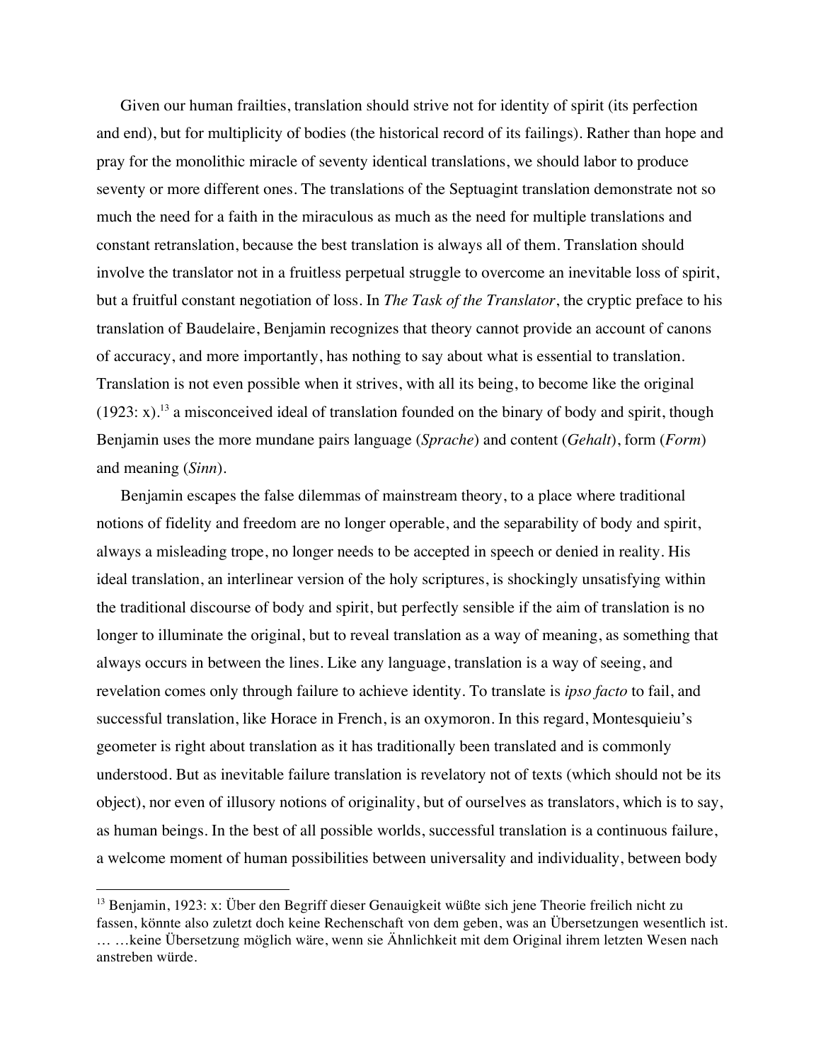Given our human frailties, translation should strive not for identity of spirit (its perfection and end), but for multiplicity of bodies (the historical record of its failings). Rather than hope and pray for the monolithic miracle of seventy identical translations, we should labor to produce seventy or more different ones. The translations of the Septuagint translation demonstrate not so much the need for a faith in the miraculous as much as the need for multiple translations and constant retranslation, because the best translation is always all of them. Translation should involve the translator not in a fruitless perpetual struggle to overcome an inevitable loss of spirit, but a fruitful constant negotiation of loss. In *The Task of the Translator*, the cryptic preface to his translation of Baudelaire, Benjamin recognizes that theory cannot provide an account of canons of accuracy, and more importantly, has nothing to say about what is essential to translation. Translation is not even possible when it strives, with all its being, to become like the original (1923: x).[13] a misconceived ideal of translation founded on the binary of body and spirit, though Benjamin uses the more mundane pairs language (*Sprache*) and content (*Gehalt*), form (*Form*) and meaning (*Sinn*).

Benjamin escapes the false dilemmas of mainstream theory, to a place where traditional notions of fidelity and freedom are no longer operable, and the separability of body and spirit, always a misleading trope, no longer needs to be accepted in speech or denied in reality. His ideal translation, an interlinear version of the holy scriptures, is shockingly unsatisfying within the traditional discourse of body and spirit, but perfectly sensible if the aim of translation is no longer to illuminate the original, but to reveal translation as a way of meaning, as something that always occurs in between the lines. Like any language, translation is a way of seeing, and revelation comes only through failure to achieve identity. To translate is *ipso facto* to fail, and successful translation, like Horace in French, is an oxymoron. In this regard, Montesqieiu's geometer is right about translation as it has traditionally been translated and is commonly understood. But as inevitable failure translation is revelatory not of texts (which should not be its object), nor even of illusory notions of originality, but of ourselves as translators, which is to say, as human beings. In the best of all possible worlds, successful translation is a continuous failure, a welcome moment of human possibilities between universality and individuality, between body

---

[13] Benjamin, 1923: x: Über den Begriff dieser Genauigkeit wüßte sich jene Theorie freilich nicht zu fassen, könnte also zuletzt doch keine Rechenschaft von dem geben, was an Übersetzungen wesentlich ist. … …keine Übersetzung möglich wäre, wenn sie Ähnlichkeit mit dem Original ihrem letzten Wesen nach anstreben würde.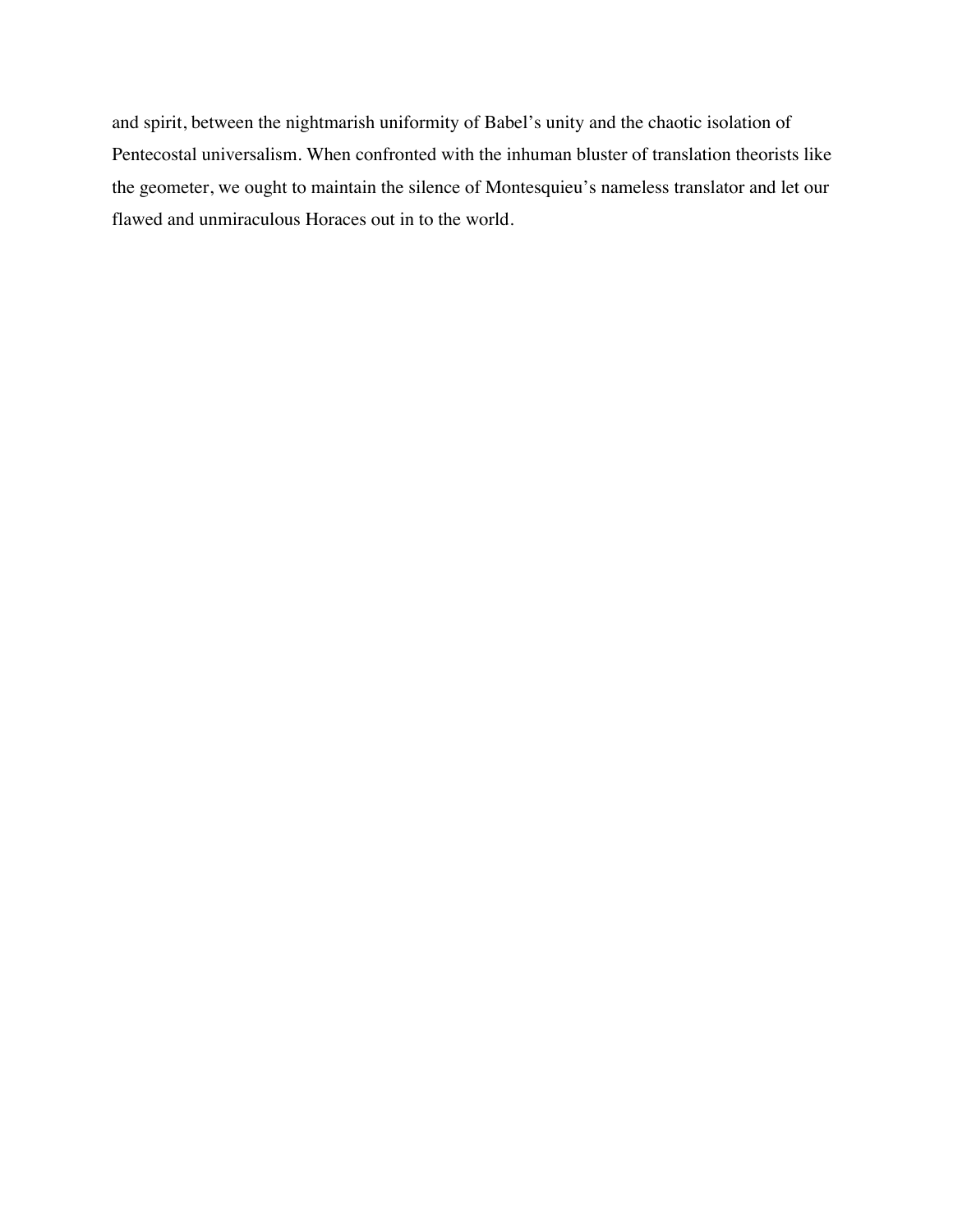and spirit, between the nightmarish uniformity of Babel's unity and the chaotic isolation of Pentecostal universalism. When confronted with the inhuman bluster of translation theorists like the geometer, we ought to maintain the silence of Montesquieu's nameless translator and let our flawed and unmiraculous Horaces out in to the world.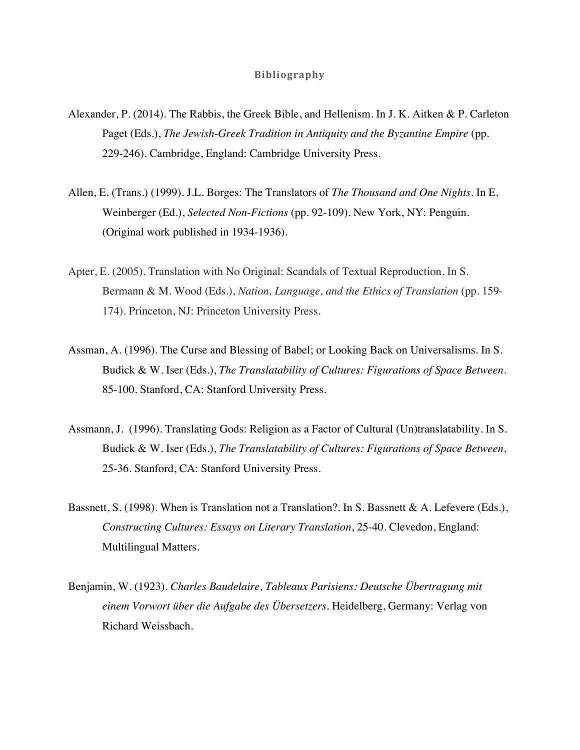## Bibliography

Alexander, P. (2014). The Rabbis, the Greek Bible, and Hellenism. In J. K. Aitken & P. Carleton Paget (Eds.), *The Jewish-Greek Tradition in Antiquity and the Byzantine Empire* (pp. 229-246). Cambridge, England: Cambridge University Press.

Allen, E. (Trans.) (1999). J.L. Borges: The Translators of *The Thousand and One Nights*. In E. Weinberger (Ed.), *Selected Non-Fictions* (pp. 92-109). New York, NY: Penguin. (Original work published in 1934-1936).

Apter, E. (2005). Translation with No Original: Scandals of Textual Reproduction. In S. Bermann & M. Wood (Eds.), *Nation, Language, and the Ethics of Translation* (pp. 159-174). Princeton, NJ: Princeton University Press.

Assman, A. (1996). The Curse and Blessing of Babel; or Looking Back on Universalisms. In S. Budick & W. Iser (Eds.), *The Translatability of Cultures: Figurations of Space Between*. 85-100. Stanford, CA: Stanford University Press.

Assmann, J. (1996). Translating Gods: Religion as a Factor of Cultural (Un)translatability. In S. Budick & W. Iser (Eds.), *The Translatability of Cultures: Figurations of Space Between*. 25-36. Stanford, CA: Stanford University Press.

Bassnett, S. (1998). When is Translation not a Translation?. In S. Bassnett & A. Lefevere (Eds.), *Constructing Cultures: Essays on Literary Translation*, 25-40. Clevedon, England: Multilingual Matters.

Benjamin, W. (1923). *Charles Baudelaire, Tableaux Parisiens: Deutsche Übertragung mit einem Vorwort über die Aufgabe des Übersetzers*. Heidelberg, Germany: Verlag von Richard Weissbach.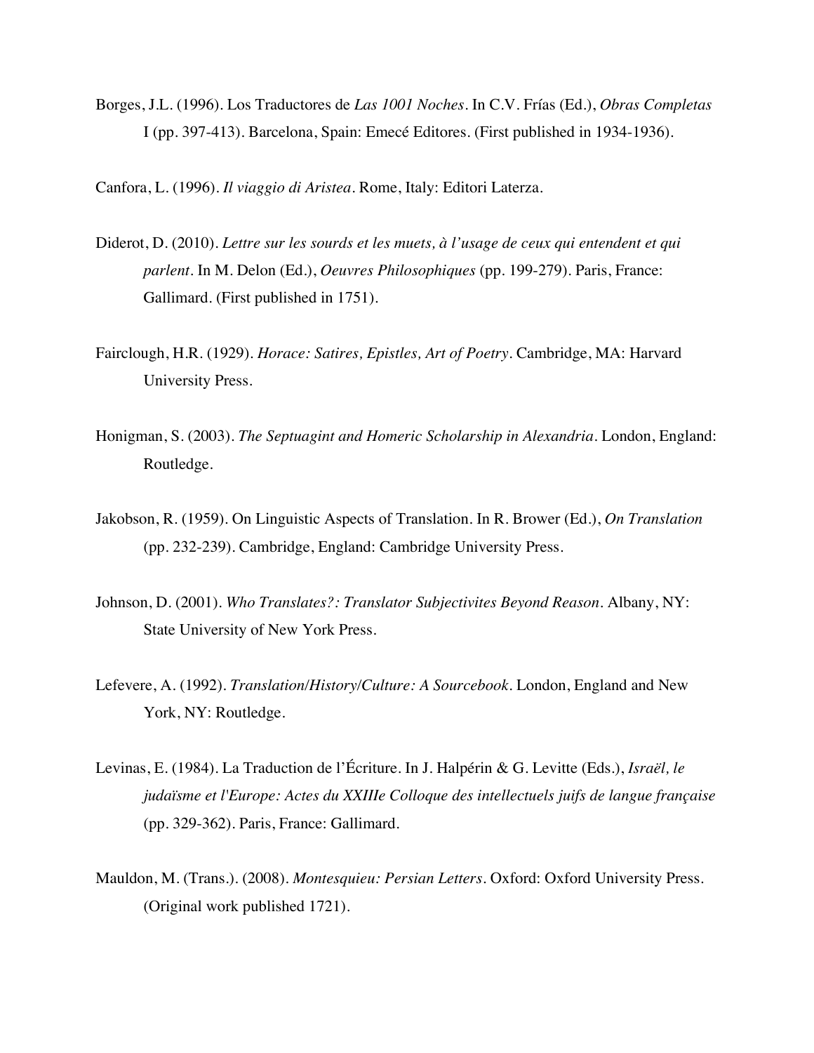Borges, J.L. (1996). Los Traductores de *Las 1001 Noches*. In C.V. Frías (Ed.), *Obras Completas* I (pp. 397-413). Barcelona, Spain: Emecé Editores. (First published in 1934-1936).

Canfora, L. (1996). *Il viaggio di Aristea*. Rome, Italy: Editori Laterza.

Diderot, D. (2010). *Lettre sur les sourds et les muets, à l'usage de ceux qui entendent et qui parlent*. In M. Delon (Ed.), *Oeuvres Philosophiques* (pp. 199-279). Paris, France: Gallimard. (First published in 1751).

Fairclough, H.R. (1929). *Horace: Satires, Epistles, Art of Poetry*. Cambridge, MA: Harvard University Press.

Honigman, S. (2003). *The Septuagint and Homeric Scholarship in Alexandria*. London, England: Routledge.

Jakobson, R. (1959). On Linguistic Aspects of Translation. In R. Brower (Ed.), *On Translation* (pp. 232-239). Cambridge, England: Cambridge University Press.

Johnson, D. (2001). *Who Translates?: Translator Subjectivites Beyond Reason*. Albany, NY: State University of New York Press.

Lefevere, A. (1992). *Translation/History/Culture: A Sourcebook*. London, England and New York, NY: Routledge.

Levinas, E. (1984). La Traduction de l'Écriture. In J. Halpérin & G. Levitte (Eds.), *Israël, le judaïsme et l'Europe: Actes du XXIIIe Colloque des intellectuels juifs de langue française* (pp. 329-362). Paris, France: Gallimard.

Mauldon, M. (Trans.). (2008). *Montesquieu: Persian Letters*. Oxford: Oxford University Press. (Original work published 1721).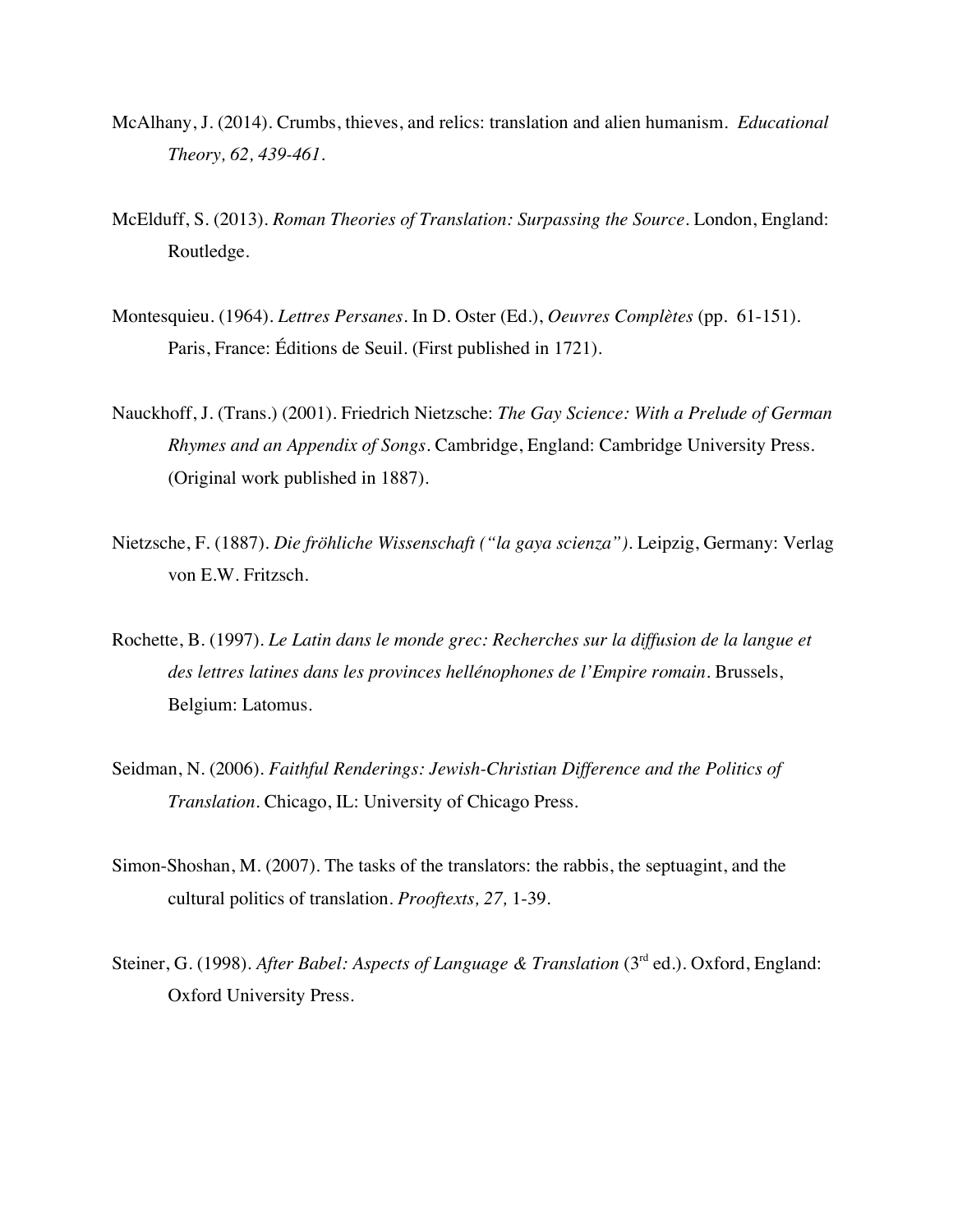McAlhany, J. (2014). Crumbs, thieves, and relics: translation and alien humanism. *Educational Theory, 62, 439-461.*

McElduff, S. (2013). *Roman Theories of Translation: Surpassing the Source*. London, England: Routledge.

Montesquieu. (1964). *Lettres Persanes*. In D. Oster (Ed.), *Oeuvres Complètes* (pp. 61-151). Paris, France: Éditions de Seuil. (First published in 1721).

Nauckhoff, J. (Trans.) (2001). Friedrich Nietzsche: *The Gay Science: With a Prelude of German Rhymes and an Appendix of Songs*. Cambridge, England: Cambridge University Press. (Original work published in 1887).

Nietzsche, F. (1887). *Die fröhliche Wissenschaft ("la gaya scienza")*. Leipzig, Germany: Verlag von E.W. Fritzsch.

Rochette, B. (1997). *Le Latin dans le monde grec: Recherches sur la diffusion de la langue et des lettres latines dans les provinces hellénophones de l'Empire romain*. Brussels, Belgium: Latomus.

Seidman, N. (2006). *Faithful Renderings: Jewish-Christian Difference and the Politics of Translation*. Chicago, IL: University of Chicago Press.

Simon-Shoshan, M. (2007). The tasks of the translators: the rabbis, the septuagint, and the cultural politics of translation. *Prooftexts, 27,* 1-39.

Steiner, G. (1998). *After Babel: Aspects of Language & Translation* (3rd ed.). Oxford, England: Oxford University Press.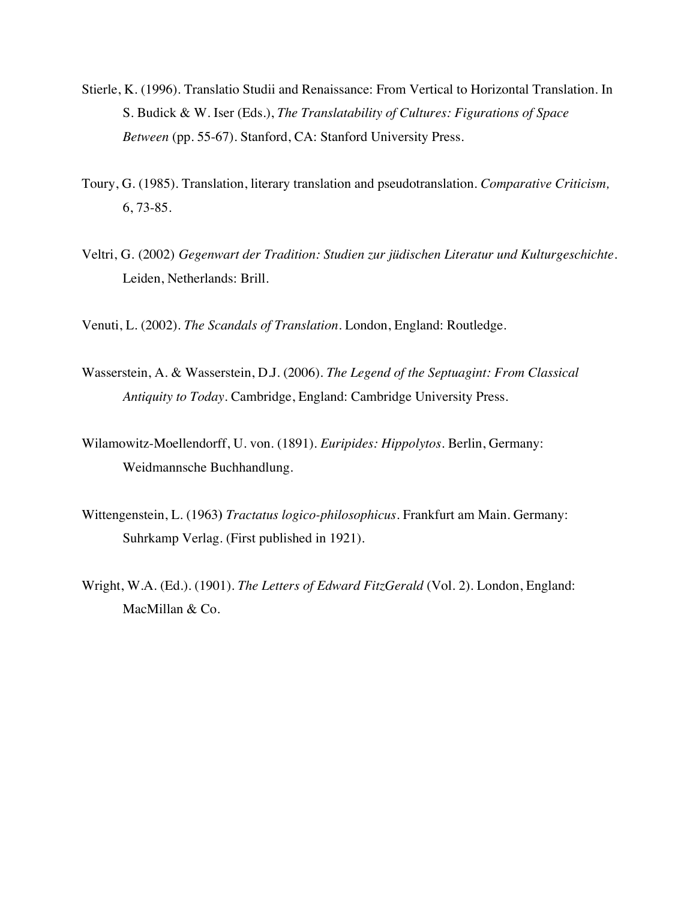Stierle, K. (1996). Translatio Studii and Renaissance: From Vertical to Horizontal Translation. In S. Budick & W. Iser (Eds.), *The Translatability of Cultures: Figurations of Space Between* (pp. 55-67). Stanford, CA: Stanford University Press.

Toury, G. (1985). Translation, literary translation and pseudotranslation. *Comparative Criticism,* 6, 73-85.

Veltri, G. (2002) *Gegenwart der Tradition: Studien zur jüdischen Literatur und Kulturgeschichte*. Leiden, Netherlands: Brill.

Venuti, L. (2002). *The Scandals of Translation*. London, England: Routledge.

Wasserstein, A. & Wasserstein, D.J. (2006). *The Legend of the Septuagint: From Classical Antiquity to Today*. Cambridge, England: Cambridge University Press.

Wilamowitz-Moellendorff, U. von. (1891). *Euripides: Hippolytos*. Berlin, Germany: Weidmannsche Buchhandlung.

Wittengenstein, L. (1963**)** *Tractatus logico-philosophicus*. Frankfurt am Main. Germany: Suhrkamp Verlag. (First published in 1921).

Wright, W.A. (Ed.). (1901). *The Letters of Edward FitzGerald* (Vol. 2). London, England: MacMillan & Co.